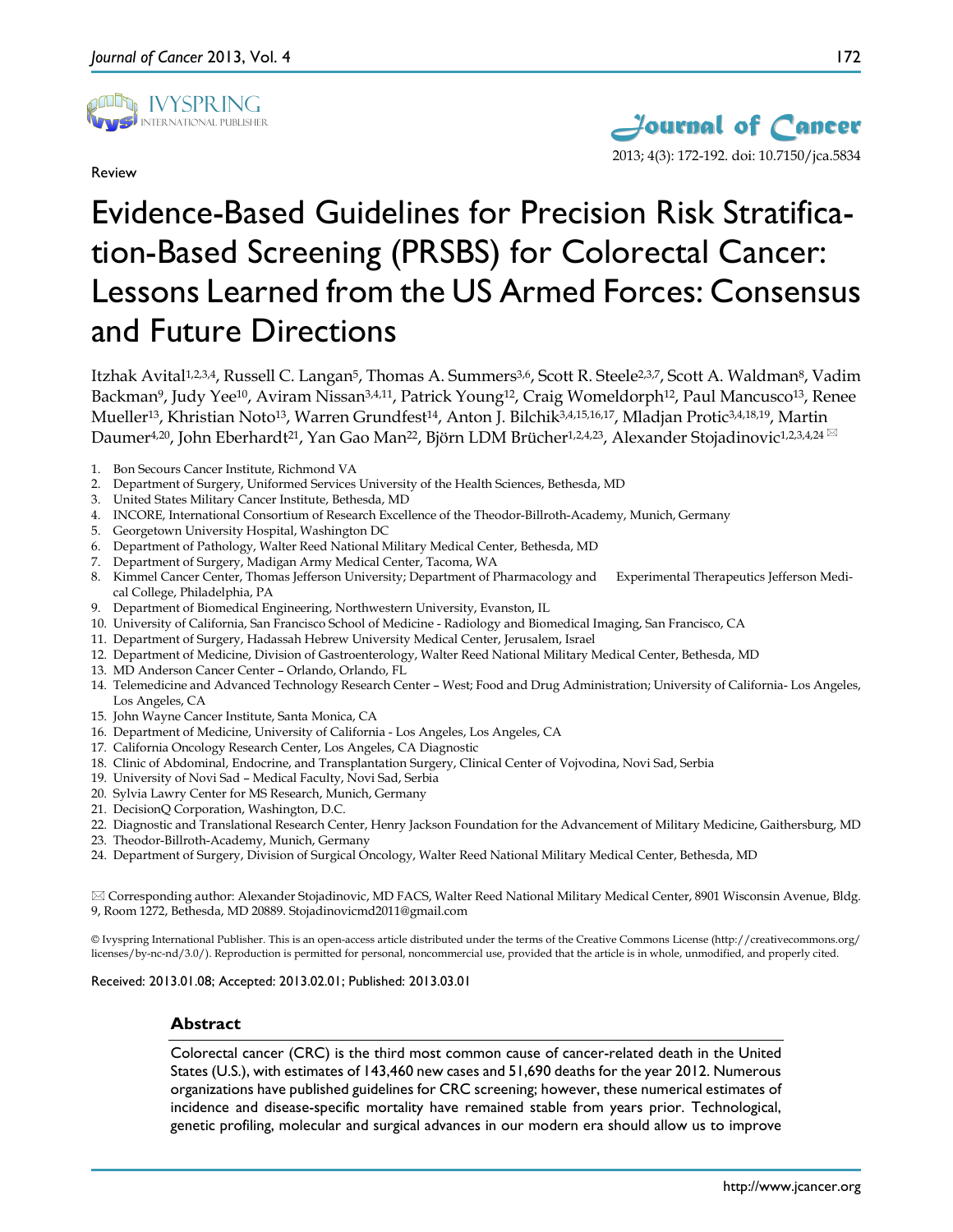Review

# Evidence-Based Guidelines for Precision Risk Stratification-Based Screening (PRSBS) for Colorectal Cancer: Lessons Learned from the US Armed Forces: Consensus and Future Directions

Itzhak Avital[1,2,3,4], Russell C. Langan[5], Thomas A. Summers[3,6], Scott R. Steele[2,3,7], Scott A. Waldman[8], Vadim Backman[9], Judy Yee[10], Aviram Nissan[3,4,11], Patrick Young[12], Craig Womeldorph[12], Paul Mancusco[13], Renee Mueller[13], Khristian Noto[13], Warren Grundfest[14], Anton J. Bilchik[3,4,15,16,17], Mladjan Protic[3,4,18,19], Martin Daumer[4,20], John Eberhardt[21], Yan Gao Man[22], Björn LDM Brücher[1,2,4,23], Alexander Stojadinovic[1,2,3,4,24] ✉

1. Bon Secours Cancer Institute, Richmond VA
2. Department of Surgery, Uniformed Services University of the Health Sciences, Bethesda, MD
3. United States Military Cancer Institute, Bethesda, MD
4. INCORE, International Consortium of Research Excellence of the Theodor-Billroth-Academy, Munich, Germany
5. Georgetown University Hospital, Washington DC
6. Department of Pathology, Walter Reed National Military Medical Center, Bethesda, MD
7. Department of Surgery, Madigan Army Medical Center, Tacoma, WA
8. Kimmel Cancer Center, Thomas Jefferson University; Department of Pharmacology and Experimental Therapeutics Jefferson Medical College, Philadelphia, PA
9. Department of Biomedical Engineering, Northwestern University, Evanston, IL
10. University of California, San Francisco School of Medicine - Radiology and Biomedical Imaging, San Francisco, CA
11. Department of Surgery, Hadassah Hebrew University Medical Center, Jerusalem, Israel
12. Department of Medicine, Division of Gastroenterology, Walter Reed National Military Medical Center, Bethesda, MD
13. MD Anderson Cancer Center – Orlando, Orlando, FL
14. Telemedicine and Advanced Technology Research Center – West; Food and Drug Administration; University of California- Los Angeles, Los Angeles, CA
15. John Wayne Cancer Institute, Santa Monica, CA
16. Department of Medicine, University of California - Los Angeles, Los Angeles, CA
17. California Oncology Research Center, Los Angeles, CA Diagnostic
18. Clinic of Abdominal, Endocrine, and Transplantation Surgery, Clinical Center of Vojvodina, Novi Sad, Serbia
19. University of Novi Sad – Medical Faculty, Novi Sad, Serbia
20. Sylvia Lawry Center for MS Research, Munich, Germany
21. DecisionQ Corporation, Washington, D.C.
22. Diagnostic and Translational Research Center, Henry Jackson Foundation for the Advancement of Military Medicine, Gaithersburg, MD
23. Theodor-Billroth-Academy, Munich, Germany
24. Department of Surgery, Division of Surgical Oncology, Walter Reed National Military Medical Center, Bethesda, MD

✉ Corresponding author: Alexander Stojadinovic, MD FACS, Walter Reed National Military Medical Center, 8901 Wisconsin Avenue, Bldg. 9, Room 1272, Bethesda, MD 20889. Stojadinovicmd2011@gmail.com

© Ivyspring International Publisher. This is an open-access article distributed under the terms of the Creative Commons License (http://creativecommons.org/licenses/by-nc-nd/3.0/). Reproduction is permitted for personal, noncommercial use, provided that the article is in whole, unmodified, and properly cited.

Received: 2013.01.08; Accepted: 2013.02.01; Published: 2013.03.01

## Abstract

Colorectal cancer (CRC) is the third most common cause of cancer-related death in the United States (U.S.), with estimates of 143,460 new cases and 51,690 deaths for the year 2012. Numerous organizations have published guidelines for CRC screening; however, these numerical estimates of incidence and disease-specific mortality have remained stable from years prior. Technological, genetic profiling, molecular and surgical advances in our modern era should allow us to improve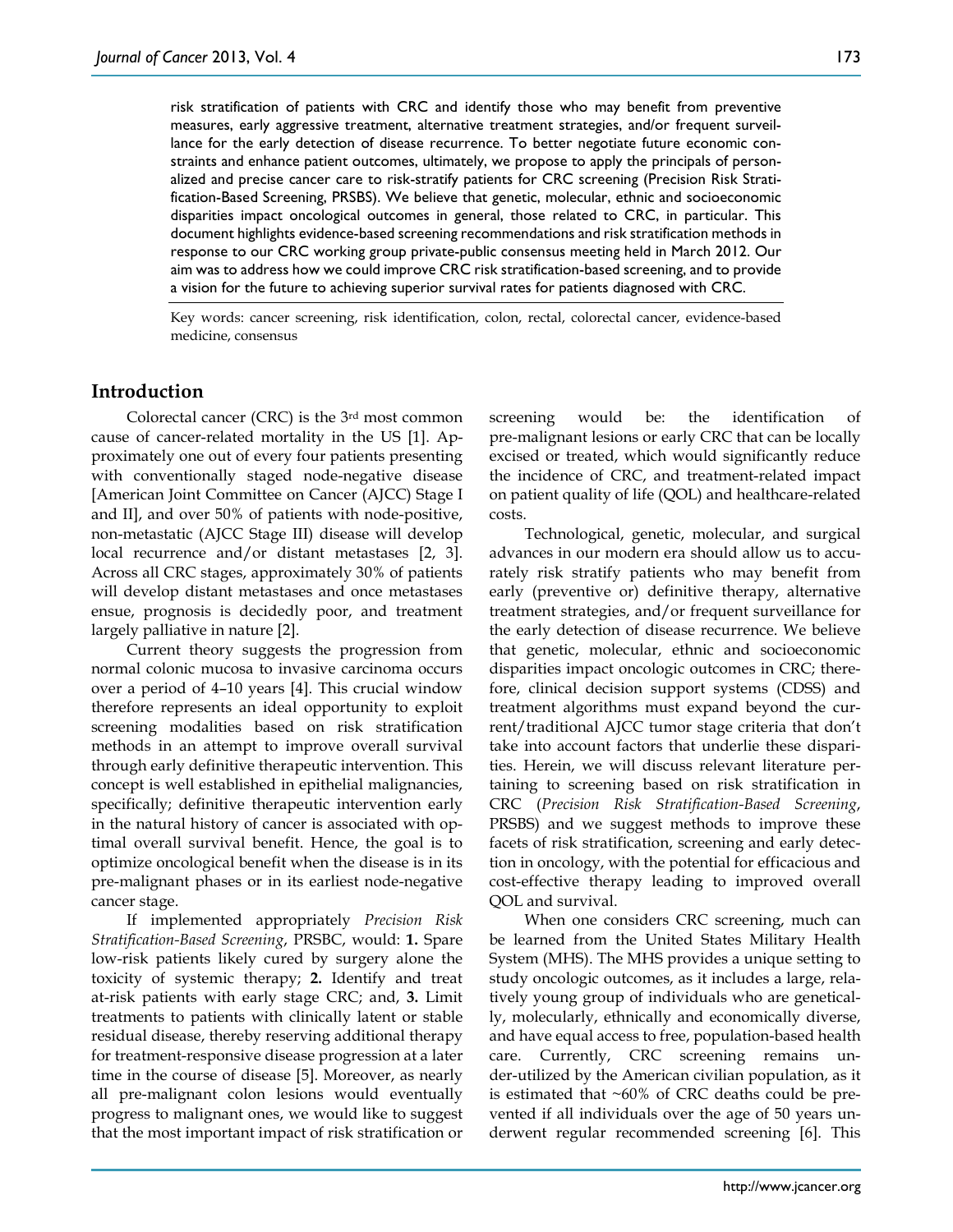risk stratification of patients with CRC and identify those who may benefit from preventive measures, early aggressive treatment, alternative treatment strategies, and/or frequent surveillance for the early detection of disease recurrence. To better negotiate future economic constraints and enhance patient outcomes, ultimately, we propose to apply the principals of personalized and precise cancer care to risk-stratify patients for CRC screening (Precision Risk Stratification-Based Screening, PRSBS). We believe that genetic, molecular, ethnic and socioeconomic disparities impact oncological outcomes in general, those related to CRC, in particular. This document highlights evidence-based screening recommendations and risk stratification methods in response to our CRC working group private-public consensus meeting held in March 2012. Our aim was to address how we could improve CRC risk stratification-based screening, and to provide a vision for the future to achieving superior survival rates for patients diagnosed with CRC.

Key words: cancer screening, risk identification, colon, rectal, colorectal cancer, evidence-based medicine, consensus

## Introduction

Colorectal cancer (CRC) is the 3rd most common cause of cancer-related mortality in the US [1]. Approximately one out of every four patients presenting with conventionally staged node-negative disease [American Joint Committee on Cancer (AJCC) Stage I and II], and over 50% of patients with node-positive, non-metastatic (AJCC Stage III) disease will develop local recurrence and/or distant metastases [2, 3]. Across all CRC stages, approximately 30% of patients will develop distant metastases and once metastases ensue, prognosis is decidedly poor, and treatment largely palliative in nature [2].

Current theory suggests the progression from normal colonic mucosa to invasive carcinoma occurs over a period of 4–10 years [4]. This crucial window therefore represents an ideal opportunity to exploit screening modalities based on risk stratification methods in an attempt to improve overall survival through early definitive therapeutic intervention. This concept is well established in epithelial malignancies, specifically; definitive therapeutic intervention early in the natural history of cancer is associated with optimal overall survival benefit. Hence, the goal is to optimize oncological benefit when the disease is in its pre-malignant phases or in its earliest node-negative cancer stage.

If implemented appropriately *Precision Risk Stratification-Based Screening*, PRSBC, would: **1.** Spare low-risk patients likely cured by surgery alone the toxicity of systemic therapy; **2.** Identify and treat at-risk patients with early stage CRC; and, **3.** Limit treatments to patients with clinically latent or stable residual disease, thereby reserving additional therapy for treatment-responsive disease progression at a later time in the course of disease [5]. Moreover, as nearly all pre-malignant colon lesions would eventually progress to malignant ones, we would like to suggest that the most important impact of risk stratification or screening would be: the identification of pre-malignant lesions or early CRC that can be locally excised or treated, which would significantly reduce the incidence of CRC, and treatment-related impact on patient quality of life (QOL) and healthcare-related costs.

Technological, genetic, molecular, and surgical advances in our modern era should allow us to accurately risk stratify patients who may benefit from early (preventive or) definitive therapy, alternative treatment strategies, and/or frequent surveillance for the early detection of disease recurrence. We believe that genetic, molecular, ethnic and socioeconomic disparities impact oncologic outcomes in CRC; therefore, clinical decision support systems (CDSS) and treatment algorithms must expand beyond the current/traditional AJCC tumor stage criteria that don't take into account factors that underlie these disparities. Herein, we will discuss relevant literature pertaining to screening based on risk stratification in CRC (*Precision Risk Stratification-Based Screening*, PRSBS) and we suggest methods to improve these facets of risk stratification, screening and early detection in oncology, with the potential for efficacious and cost-effective therapy leading to improved overall QOL and survival.

When one considers CRC screening, much can be learned from the United States Military Health System (MHS). The MHS provides a unique setting to study oncologic outcomes, as it includes a large, relatively young group of individuals who are genetically, molecularly, ethnically and economically diverse, and have equal access to free, population-based health care. Currently, CRC screening remains under-utilized by the American civilian population, as it is estimated that ~60% of CRC deaths could be prevented if all individuals over the age of 50 years underwent regular recommended screening [6]. This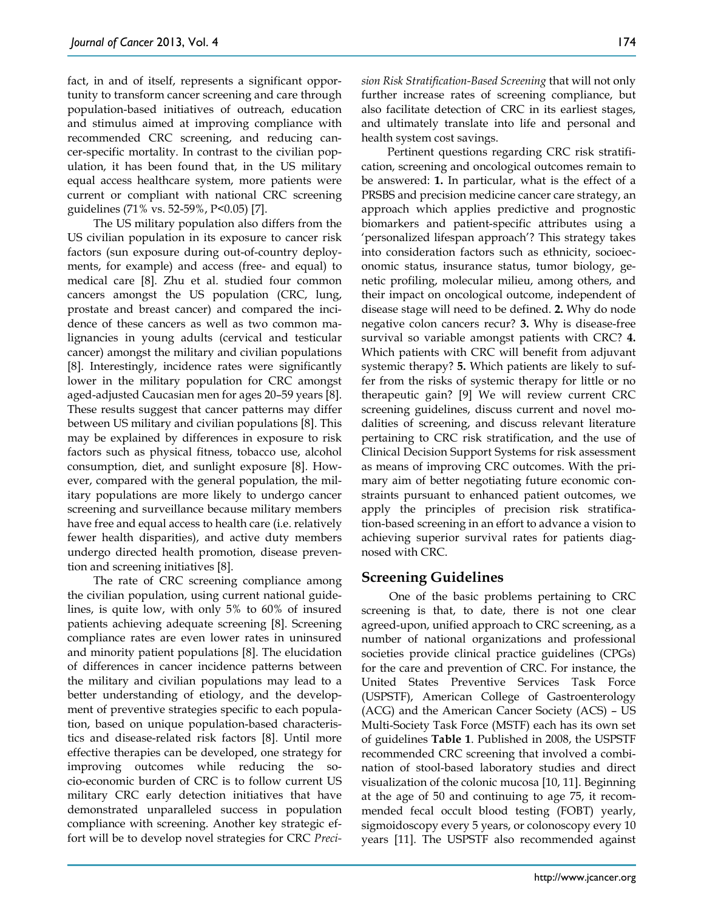fact, in and of itself, represents a significant opportunity to transform cancer screening and care through population-based initiatives of outreach, education and stimulus aimed at improving compliance with recommended CRC screening, and reducing cancer-specific mortality. In contrast to the civilian population, it has been found that, in the US military equal access healthcare system, more patients were current or compliant with national CRC screening guidelines (71% vs. 52-59%, P<0.05) [7].

The US military population also differs from the US civilian population in its exposure to cancer risk factors (sun exposure during out-of-country deployments, for example) and access (free- and equal) to medical care [8]. Zhu et al. studied four common cancers amongst the US population (CRC, lung, prostate and breast cancer) and compared the incidence of these cancers as well as two common malignancies in young adults (cervical and testicular cancer) amongst the military and civilian populations [8]. Interestingly, incidence rates were significantly lower in the military population for CRC amongst aged-adjusted Caucasian men for ages 20–59 years [8]. These results suggest that cancer patterns may differ between US military and civilian populations [8]. This may be explained by differences in exposure to risk factors such as physical fitness, tobacco use, alcohol consumption, diet, and sunlight exposure [8]. However, compared with the general population, the military populations are more likely to undergo cancer screening and surveillance because military members have free and equal access to health care (i.e. relatively fewer health disparities), and active duty members undergo directed health promotion, disease prevention and screening initiatives [8].

The rate of CRC screening compliance among the civilian population, using current national guidelines, is quite low, with only 5% to 60% of insured patients achieving adequate screening [8]. Screening compliance rates are even lower rates in uninsured and minority patient populations [8]. The elucidation of differences in cancer incidence patterns between the military and civilian populations may lead to a better understanding of etiology, and the development of preventive strategies specific to each population, based on unique population-based characteristics and disease-related risk factors [8]. Until more effective therapies can be developed, one strategy for improving outcomes while reducing the socio-economic burden of CRC is to follow current US military CRC early detection initiatives that have demonstrated unparalleled success in population compliance with screening. Another key strategic effort will be to develop novel strategies for CRC *Precision Risk Stratification-Based Screening* that will not only further increase rates of screening compliance, but also facilitate detection of CRC in its earliest stages, and ultimately translate into life and personal and health system cost savings.

Pertinent questions regarding CRC risk stratification, screening and oncological outcomes remain to be answered: **1.** In particular, what is the effect of a PRSBS and precision medicine cancer care strategy, an approach which applies predictive and prognostic biomarkers and patient-specific attributes using a 'personalized lifespan approach'? This strategy takes into consideration factors such as ethnicity, socioeconomic status, insurance status, tumor biology, genetic profiling, molecular milieu, among others, and their impact on oncological outcome, independent of disease stage will need to be defined. **2.** Why do node negative colon cancers recur? **3.** Why is disease-free survival so variable amongst patients with CRC? **4.** Which patients with CRC will benefit from adjuvant systemic therapy? **5.** Which patients are likely to suffer from the risks of systemic therapy for little or no therapeutic gain? [9] We will review current CRC screening guidelines, discuss current and novel modalities of screening, and discuss relevant literature pertaining to CRC risk stratification, and the use of Clinical Decision Support Systems for risk assessment as means of improving CRC outcomes. With the primary aim of better negotiating future economic constraints pursuant to enhanced patient outcomes, we apply the principles of precision risk stratification-based screening in an effort to advance a vision to achieving superior survival rates for patients diagnosed with CRC.

## Screening Guidelines

One of the basic problems pertaining to CRC screening is that, to date, there is not one clear agreed-upon, unified approach to CRC screening, as a number of national organizations and professional societies provide clinical practice guidelines (CPGs) for the care and prevention of CRC. For instance, the United States Preventive Services Task Force (USPSTF), American College of Gastroenterology (ACG) and the American Cancer Society (ACS) – US Multi-Society Task Force (MSTF) each has its own set of guidelines **Table 1**. Published in 2008, the USPSTF recommended CRC screening that involved a combination of stool-based laboratory studies and direct visualization of the colonic mucosa [10, 11]. Beginning at the age of 50 and continuing to age 75, it recommended fecal occult blood testing (FOBT) yearly, sigmoidoscopy every 5 years, or colonoscopy every 10 years [11]. The USPSTF also recommended against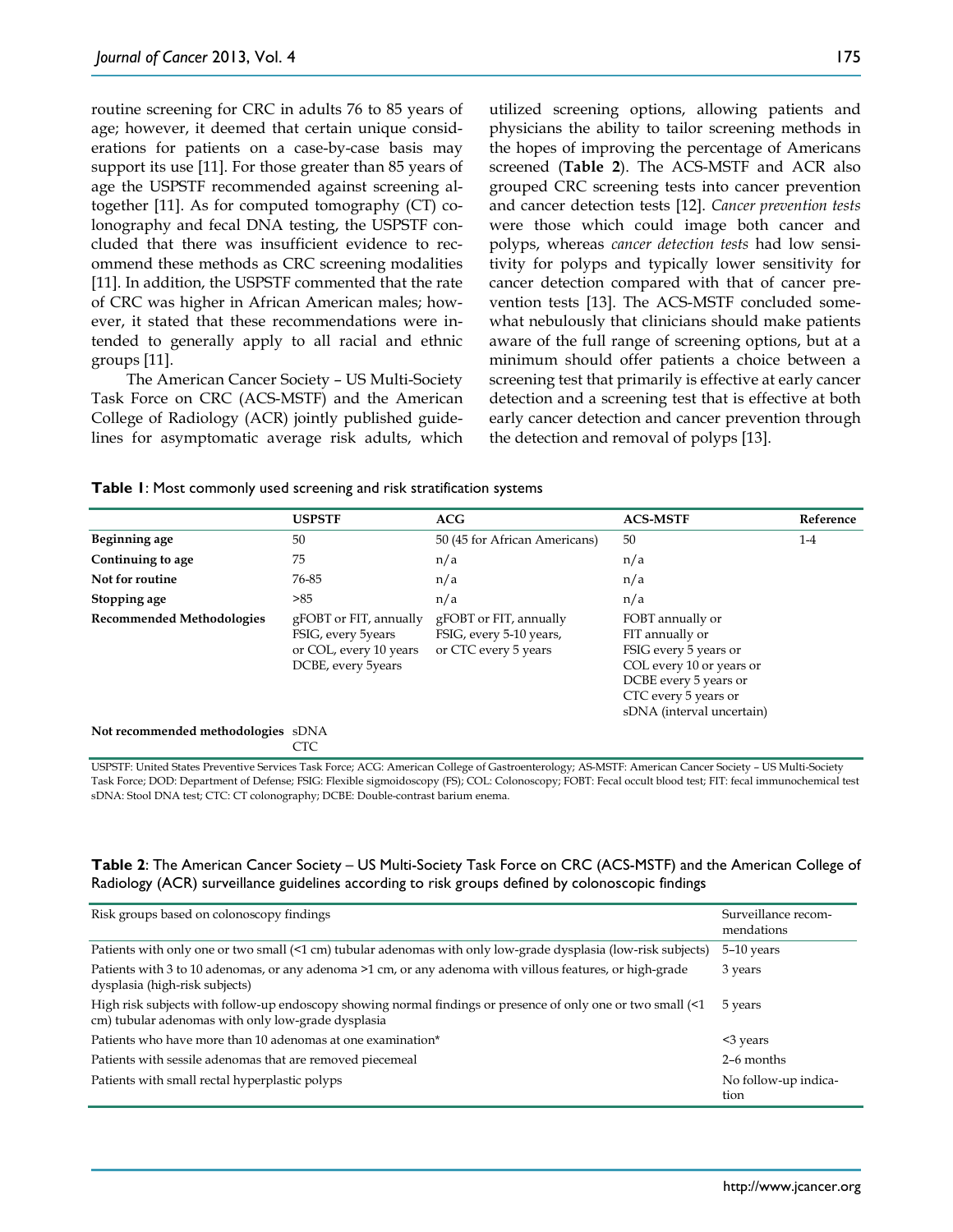routine screening for CRC in adults 76 to 85 years of age; however, it deemed that certain unique considerations for patients on a case-by-case basis may support its use [11]. For those greater than 85 years of age the USPSTF recommended against screening altogether [11]. As for computed tomography (CT) colonography and fecal DNA testing, the USPSTF concluded that there was insufficient evidence to recommend these methods as CRC screening modalities [11]. In addition, the USPSTF commented that the rate of CRC was higher in African American males; however, it stated that these recommendations were intended to generally apply to all racial and ethnic groups [11].

The American Cancer Society – US Multi-Society Task Force on CRC (ACS-MSTF) and the American College of Radiology (ACR) jointly published guidelines for asymptomatic average risk adults, which utilized screening options, allowing patients and physicians the ability to tailor screening methods in the hopes of improving the percentage of Americans screened (**Table 2**). The ACS-MSTF and ACR also grouped CRC screening tests into cancer prevention and cancer detection tests [12]. *Cancer prevention tests* were those which could image both cancer and polyps, whereas *cancer detection tests* had low sensitivity for polyps and typically lower sensitivity for cancer detection compared with that of cancer prevention tests [13]. The ACS-MSTF concluded somewhat nebulously that clinicians should make patients aware of the full range of screening options, but at a minimum should offer patients a choice between a screening test that primarily is effective at early cancer detection and a screening test that is effective at both early cancer detection and cancer prevention through the detection and removal of polyps [13].

**Table 1**: Most commonly used screening and risk stratification systems

| | USPSTF | ACG | ACS-MSTF | Reference |
|---|---|---|---|---|
| **Beginning age** | 50 | 50 (45 for African Americans) | 50 | 1-4 |
| **Continuing to age** | 75 | n/a | n/a | |
| **Not for routine** | 76-85 | n/a | n/a | |
| **Stopping age** | >85 | n/a | n/a | |
| **Recommended Methodologies** | gFOBT or FIT, annually<br>FSIG, every 5years<br>or COL, every 10 years<br>DCBE, every 5years | gFOBT or FIT, annually<br>FSIG, every 5-10 years,<br>or CTC every 5 years | FOBT annually or<br>FIT annually or<br>FSIG every 5 years or<br>COL every 10 or years or<br>DCBE every 5 years or<br>CTC every 5 years or<br>sDNA (interval uncertain) | |
| **Not recommended methodologies** | sDNA<br>CTC | | | |

USPSTF: United States Preventive Services Task Force; ACG: American College of Gastroenterology; AS-MSTF: American Cancer Society – US Multi-Society Task Force; DOD: Department of Defense; FSIG: Flexible sigmoidoscopy (FS); COL: Colonoscopy; FOBT: Fecal occult blood test; FIT: fecal immunochemical test sDNA: Stool DNA test; CTC: CT colonography; DCBE: Double-contrast barium enema.

**Table 2**: The American Cancer Society – US Multi-Society Task Force on CRC (ACS-MSTF) and the American College of Radiology (ACR) surveillance guidelines according to risk groups defined by colonoscopic findings

| Risk groups based on colonoscopy findings | Surveillance recommendations |
|---|---|
| Patients with only one or two small (<1 cm) tubular adenomas with only low-grade dysplasia (low-risk subjects) | 5–10 years |
| Patients with 3 to 10 adenomas, or any adenoma >1 cm, or any adenoma with villous features, or high-grade dysplasia (high-risk subjects) | 3 years |
| High risk subjects with follow-up endoscopy showing normal findings or presence of only one or two small (<1 cm) tubular adenomas with only low-grade dysplasia | 5 years |
| Patients who have more than 10 adenomas at one examination* | <3 years |
| Patients with sessile adenomas that are removed piecemeal | 2–6 months |
| Patients with small rectal hyperplastic polyps | No follow-up indication |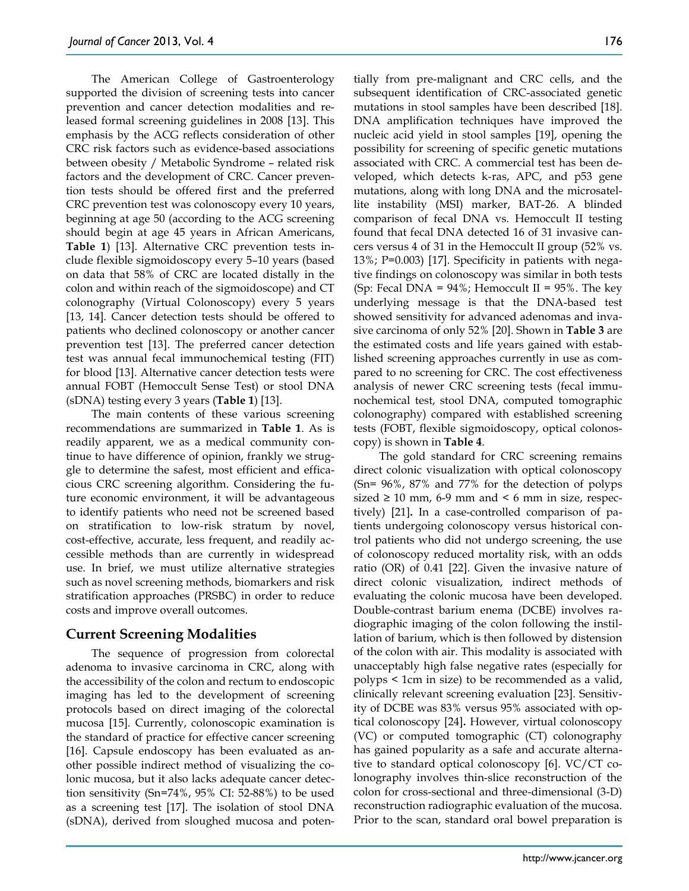The American College of Gastroenterology supported the division of screening tests into cancer prevention and cancer detection modalities and released formal screening guidelines in 2008 [13]. This emphasis by the ACG reflects consideration of other CRC risk factors such as evidence-based associations between obesity / Metabolic Syndrome – related risk factors and the development of CRC. Cancer prevention tests should be offered first and the preferred CRC prevention test was colonoscopy every 10 years, beginning at age 50 (according to the ACG screening should begin at age 45 years in African Americans, **Table 1**) [13]. Alternative CRC prevention tests include flexible sigmoidoscopy every 5–10 years (based on data that 58% of CRC are located distally in the colon and within reach of the sigmoidoscope) and CT colonography (Virtual Colonoscopy) every 5 years [13, 14]. Cancer detection tests should be offered to patients who declined colonoscopy or another cancer prevention test [13]. The preferred cancer detection test was annual fecal immunochemical testing (FIT) for blood [13]. Alternative cancer detection tests were annual FOBT (Hemoccult Sense Test) or stool DNA (sDNA) testing every 3 years (**Table 1**) [13].

The main contents of these various screening recommendations are summarized in **Table 1**. As is readily apparent, we as a medical community continue to have difference of opinion, frankly we struggle to determine the safest, most efficient and efficacious CRC screening algorithm. Considering the future economic environment, it will be advantageous to identify patients who need not be screened based on stratification to low-risk stratum by novel, cost-effective, accurate, less frequent, and readily accessible methods than are currently in widespread use. In brief, we must utilize alternative strategies such as novel screening methods, biomarkers and risk stratification approaches (PRSBC) in order to reduce costs and improve overall outcomes.

## Current Screening Modalities

The sequence of progression from colorectal adenoma to invasive carcinoma in CRC, along with the accessibility of the colon and rectum to endoscopic imaging has led to the development of screening protocols based on direct imaging of the colorectal mucosa [15]. Currently, colonoscopic examination is the standard of practice for effective cancer screening [16]. Capsule endoscopy has been evaluated as another possible indirect method of visualizing the colonic mucosa, but it also lacks adequate cancer detection sensitivity (Sn=74%, 95% CI: 52-88%) to be used as a screening test [17]. The isolation of stool DNA (sDNA), derived from sloughed mucosa and potentially from pre-malignant and CRC cells, and the subsequent identification of CRC-associated genetic mutations in stool samples have been described [18]. DNA amplification techniques have improved the nucleic acid yield in stool samples [19], opening the possibility for screening of specific genetic mutations associated with CRC. A commercial test has been developed, which detects k-ras, APC, and p53 gene mutations, along with long DNA and the microsatellite instability (MSI) marker, BAT-26. A blinded comparison of fecal DNA vs. Hemoccult II testing found that fecal DNA detected 16 of 31 invasive cancers versus 4 of 31 in the Hemoccult II group (52% vs. 13%; P=0.003) [17]. Specificity in patients with negative findings on colonoscopy was similar in both tests (Sp: Fecal DNA = 94%; Hemoccult II = 95%. The key underlying message is that the DNA-based test showed sensitivity for advanced adenomas and invasive carcinoma of only 52% [20]. Shown in **Table 3** are the estimated costs and life years gained with established screening approaches currently in use as compared to no screening for CRC. The cost effectiveness analysis of newer CRC screening tests (fecal immunochemical test, stool DNA, computed tomographic colonography) compared with established screening tests (FOBT, flexible sigmoidoscopy, optical colonoscopy) is shown in **Table 4**.

The gold standard for CRC screening remains direct colonic visualization with optical colonoscopy (Sn= 96%, 87% and 77% for the detection of polyps sized ≥ 10 mm, 6-9 mm and < 6 mm in size, respectively) [21]**.** In a case-controlled comparison of patients undergoing colonoscopy versus historical control patients who did not undergo screening, the use of colonoscopy reduced mortality risk, with an odds ratio (OR) of 0.41 [22]. Given the invasive nature of direct colonic visualization, indirect methods of evaluating the colonic mucosa have been developed. Double-contrast barium enema (DCBE) involves radiographic imaging of the colon following the instillation of barium, which is then followed by distension of the colon with air. This modality is associated with unacceptably high false negative rates (especially for polyps < 1cm in size) to be recommended as a valid, clinically relevant screening evaluation [23]. Sensitivity of DCBE was 83% versus 95% associated with optical colonoscopy [24]**.** However, virtual colonoscopy (VC) or computed tomographic (CT) colonography has gained popularity as a safe and accurate alternative to standard optical colonoscopy [6]. VC/CT colonography involves thin-slice reconstruction of the colon for cross-sectional and three-dimensional (3-D) reconstruction radiographic evaluation of the mucosa. Prior to the scan, standard oral bowel preparation is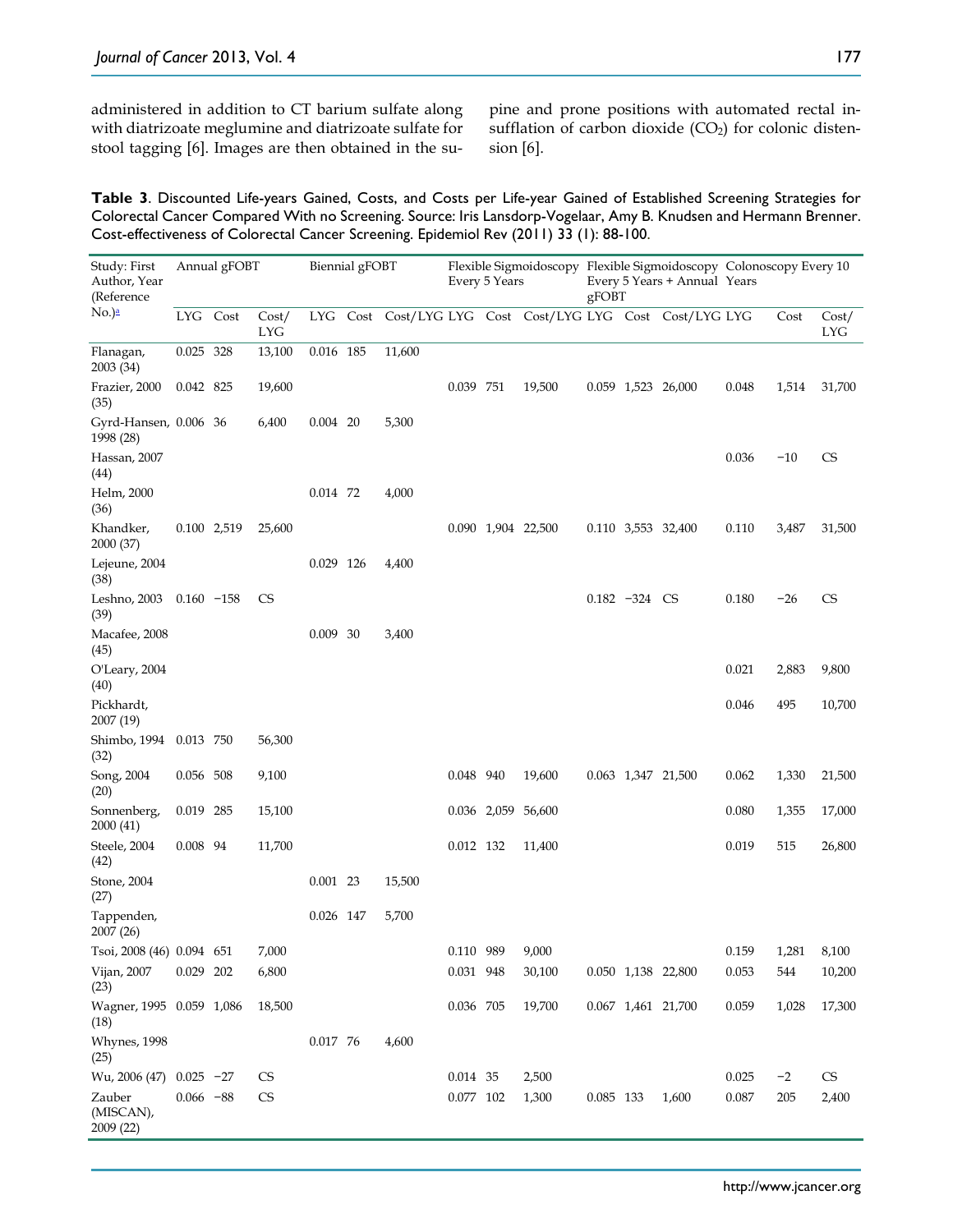administered in addition to CT barium sulfate along with diatrizoate meglumine and diatrizoate sulfate for stool tagging [6]. Images are then obtained in the supine and prone positions with automated rectal insufflation of carbon dioxide ($CO_2$) for colonic distension [6].

**Table 3**. Discounted Life-years Gained, Costs, and Costs per Life-year Gained of Established Screening Strategies for Colorectal Cancer Compared With no Screening. Source: Iris Lansdorp-Vogelaar, Amy B. Knudsen and Hermann Brenner. Cost-effectiveness of Colorectal Cancer Screening. Epidemiol Rev (2011) 33 (1): 88-100.

| Study: First Author, Year (Reference No.)[a] | Annual gFOBT | | | Biennial gFOBT | | | Flexible Sigmoidoscopy Every 5 Years | | | Flexible Sigmoidoscopy Every 5 Years + Annual gFOBT | | | Colonoscopy Every 10 Years | | |
|---|---|---|---|---|---|---|---|---|---|---|---|---|---|---|---|
| | LYG | Cost | Cost/LYG | LYG | Cost | Cost/LYG | LYG | Cost | Cost/LYG | LYG | Cost | Cost/LYG | LYG | Cost | Cost/LYG |
| Flanagan, 2003 (34) | 0.025 | 328 | 13,100 | 0.016 | 185 | 11,600 | | | | | | | | | |
| Frazier, 2000 (35) | 0.042 | 825 | 19,600 | | | | 0.039 | 751 | 19,500 | 0.059 | 1,523 | 26,000 | 0.048 | 1,514 | 31,700 |
| Gyrd-Hansen, 1998 (28) | 0.006 | 36 | 6,400 | 0.004 | 20 | 5,300 | | | | | | | | | |
| Hassan, 2007 (44) | | | | | | | | | | | | | 0.036 | −10 | CS |
| Helm, 2000 (36) | | | | 0.014 | 72 | 4,000 | | | | | | | | | |
| Khandker, 2000 (37) | 0.100 | 2,519 | 25,600 | | | | 0.090 | 1,904 | 22,500 | 0.110 | 3,553 | 32,400 | 0.110 | 3,487 | 31,500 |
| Lejeune, 2004 (38) | | | | 0.029 | 126 | 4,400 | | | | | | | | | |
| Leshno, 2003 (39) | 0.160 | −158 | CS | | | | | | | 0.182 | −324 | CS | 0.180 | −26 | CS |
| Macafee, 2008 (45) | | | | 0.009 | 30 | 3,400 | | | | | | | | | |
| O'Leary, 2004 (40) | | | | | | | | | | | | | 0.021 | 2,883 | 9,800 |
| Pickhardt, 2007 (19) | | | | | | | | | | | | | 0.046 | 495 | 10,700 |
| Shimbo, 1994 (32) | 0.013 | 750 | 56,300 | | | | | | | | | | | | |
| Song, 2004 (20) | 0.056 | 508 | 9,100 | | | | 0.048 | 940 | 19,600 | 0.063 | 1,347 | 21,500 | 0.062 | 1,330 | 21,500 |
| Sonnenberg, 2000 (41) | 0.019 | 285 | 15,100 | | | | 0.036 | 2,059 | 56,600 | | | | 0.080 | 1,355 | 17,000 |
| Steele, 2004 (42) | 0.008 | 94 | 11,700 | | | | 0.012 | 132 | 11,400 | | | | 0.019 | 515 | 26,800 |
| Stone, 2004 (27) | | | | 0.001 | 23 | 15,500 | | | | | | | | | |
| Tappenden, 2007 (26) | | | | 0.026 | 147 | 5,700 | | | | | | | | | |
| Tsoi, 2008 (46) | 0.094 | 651 | 7,000 | | | | 0.110 | 989 | 9,000 | | | | 0.159 | 1,281 | 8,100 |
| Vijan, 2007 (23) | 0.029 | 202 | 6,800 | | | | 0.031 | 948 | 30,100 | 0.050 | 1,138 | 22,800 | 0.053 | 544 | 10,200 |
| Wagner, 1995 (18) | 0.059 | 1,086 | 18,500 | | | | 0.036 | 705 | 19,700 | 0.067 | 1,461 | 21,700 | 0.059 | 1,028 | 17,300 |
| Whynes, 1998 (25) | | | | 0.017 | 76 | 4,600 | | | | | | | | | |
| Wu, 2006 (47) | 0.025 | −27 | CS | | | | 0.014 | 35 | 2,500 | | | | 0.025 | −2 | CS |
| Zauber (MISCAN), 2009 (22) | 0.066 | −88 | CS | | | | 0.077 | 102 | 1,300 | 0.085 | 133 | 1,600 | 0.087 | 205 | 2,400 |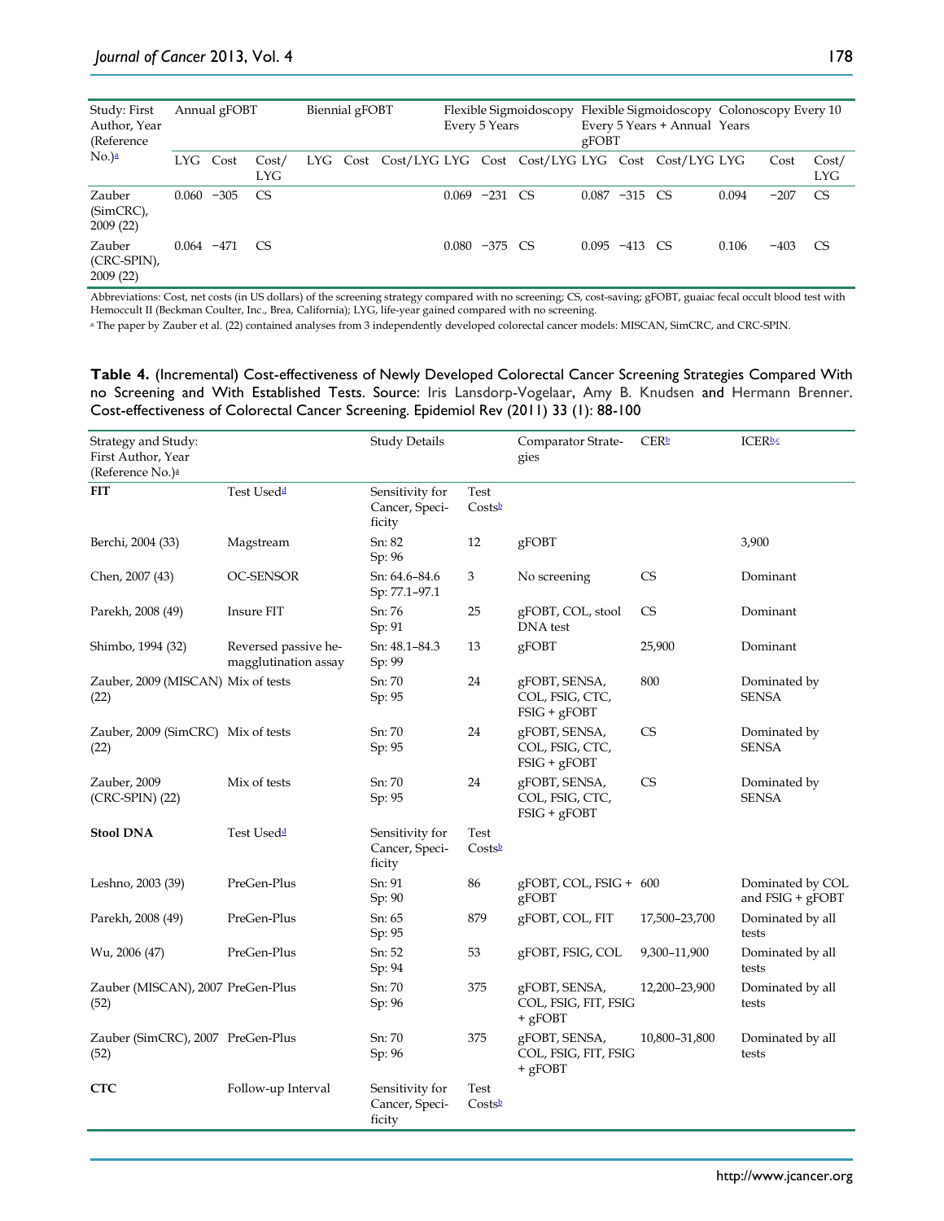| Study: First Author, Year (Reference No.)[a] | Annual gFOBT | | | Biennial gFOBT | | | Flexible Sigmoidoscopy Every 5 Years | | | Flexible Sigmoidoscopy Every 5 Years + Annual gFOBT | | | Colonoscopy Every 10 Years | | |
|---|---|---|---|---|---|---|---|---|---|---|---|---|---|---|---|
| | LYG | Cost | Cost/LYG | LYG | Cost | Cost/LYG | LYG | Cost | Cost/LYG | LYG | Cost | Cost/LYG | LYG | Cost | Cost/LYG |
| Zauber (SimCRC), 2009 (22) | 0.060 | −305 | CS | | | | 0.069 | −231 | CS | 0.087 | −315 | CS | 0.094 | −207 | CS |
| Zauber (CRC-SPIN), 2009 (22) | 0.064 | −471 | CS | | | | 0.080 | −375 | CS | 0.095 | −413 | CS | 0.106 | −403 | CS |

Abbreviations: Cost, net costs (in US dollars) of the screening strategy compared with no screening; CS, cost-saving; gFOBT, guaiac fecal occult blood test with Hemoccult II (Beckman Coulter, Inc., Brea, California); LYG, life-year gained compared with no screening.

[a] The paper by Zauber et al. (22) contained analyses from 3 independently developed colorectal cancer models: MISCAN, SimCRC, and CRC-SPIN.

**Table 4.** (Incremental) Cost-effectiveness of Newly Developed Colorectal Cancer Screening Strategies Compared With no Screening and With Established Tests. Source: Iris Lansdorp-Vogelaar, Amy B. Knudsen and Hermann Brenner. Cost-effectiveness of Colorectal Cancer Screening. Epidemiol Rev (2011) 33 (1): 88-100

| Strategy and Study: First Author, Year (Reference No.)[a] | | Study Details | | Comparator Strategies | CER[b] | ICER[b,c] |
|---|---|---|---|---|---|---|
| **FIT** | Test Used[d] | Sensitivity for Cancer, Specificity | Test Costs[b] | | | |
| Berchi, 2004 (33) | Magstream | Sn: 82<br>Sp: 96 | 12 | gFOBT | | 3,900 |
| Chen, 2007 (43) | OC-SENSOR | Sn: 64.6–84.6<br>Sp: 77.1–97.1 | 3 | No screening | CS | Dominant |
| Parekh, 2008 (49) | Insure FIT | Sn: 76<br>Sp: 91 | 25 | gFOBT, COL, stool DNA test | CS | Dominant |
| Shimbo, 1994 (32) | Reversed passive hemagglutination assay | Sn: 48.1–84.3<br>Sp: 99 | 13 | gFOBT | 25,900 | Dominant |
| Zauber, 2009 (MISCAN) (22) | Mix of tests | Sn: 70<br>Sp: 95 | 24 | gFOBT, SENSA, COL, FSIG, CTC, FSIG + gFOBT | 800 | Dominated by SENSA |
| Zauber, 2009 (SimCRC) (22) | Mix of tests | Sn: 70<br>Sp: 95 | 24 | gFOBT, SENSA, COL, FSIG, CTC, FSIG + gFOBT | CS | Dominated by SENSA |
| Zauber, 2009 (CRC-SPIN) (22) | Mix of tests | Sn: 70<br>Sp: 95 | 24 | gFOBT, SENSA, COL, FSIG, CTC, FSIG + gFOBT | CS | Dominated by SENSA |
| **Stool DNA** | Test Used[d] | Sensitivity for Cancer, Specificity | Test Costs[b] | | | |
| Leshno, 2003 (39) | PreGen-Plus | Sn: 91<br>Sp: 90 | 86 | gFOBT, COL, FSIG + gFOBT | 600 | Dominated by COL and FSIG + gFOBT |
| Parekh, 2008 (49) | PreGen-Plus | Sn: 65<br>Sp: 95 | 879 | gFOBT, COL, FIT | 17,500–23,700 | Dominated by all tests |
| Wu, 2006 (47) | PreGen-Plus | Sn: 52<br>Sp: 94 | 53 | gFOBT, FSIG, COL | 9,300–11,900 | Dominated by all tests |
| Zauber (MISCAN), 2007 (52) | PreGen-Plus | Sn: 70<br>Sp: 96 | 375 | gFOBT, SENSA, COL, FSIG, FIT, FSIG + gFOBT | 12,200–23,900 | Dominated by all tests |
| Zauber (SimCRC), 2007 (52) | PreGen-Plus | Sn: 70<br>Sp: 96 | 375 | gFOBT, SENSA, COL, FSIG, FIT, FSIG + gFOBT | 10,800–31,800 | Dominated by all tests |
| **CTC** | Follow-up Interval | Sensitivity for Cancer, Specificity | Test Costs[b] | | | |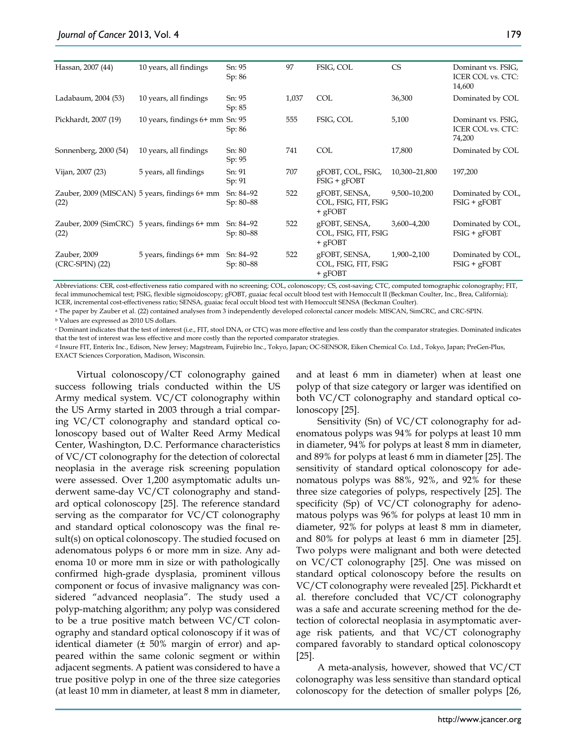| | | | | | | |
|---|---|---|---|---|---|---|
| Hassan, 2007 (44) | 10 years, all findings | Sn: 95 Sp: 86 | 97 | FSIG, COL | CS | Dominant vs. FSIG, ICER COL vs. CTC: 14,600 |
| Ladabaum, 2004 (53) | 10 years, all findings | Sn: 95 Sp: 85 | 1,037 | COL | 36,300 | Dominated by COL |
| Pickhardt, 2007 (19) | 10 years, findings 6+ mm | Sn: 95 Sp: 86 | 555 | FSIG, COL | 5,100 | Dominant vs. FSIG, ICER COL vs. CTC: 74,200 |
| Sonnenberg, 2000 (54) | 10 years, all findings | Sn: 80 Sp: 95 | 741 | COL | 17,800 | Dominated by COL |
| Vijan, 2007 (23) | 5 years, all findings | Sn: 91 Sp: 91 | 707 | gFOBT, COL, FSIG, FSIG + gFOBT | 10,300–21,800 | 197,200 |
| Zauber, 2009 (MISCAN) (22) | 5 years, findings 6+ mm | Sn: 84–92 Sp: 80–88 | 522 | gFOBT, SENSA, COL, FSIG, FIT, FSIG + gFOBT | 9,500–10,200 | Dominated by COL, FSIG + gFOBT |
| Zauber, 2009 (SimCRC) (22) | 5 years, findings 6+ mm | Sn: 84–92 Sp: 80–88 | 522 | gFOBT, SENSA, COL, FSIG, FIT, FSIG + gFOBT | 3,600–4,200 | Dominated by COL, FSIG + gFOBT |
| Zauber, 2009 (CRC-SPIN) (22) | 5 years, findings 6+ mm | Sn: 84–92 Sp: 80–88 | 522 | gFOBT, SENSA, COL, FSIG, FIT, FSIG + gFOBT | 1,900–2,100 | Dominated by COL, FSIG + gFOBT |

Abbreviations: CER, cost-effectiveness ratio compared with no screening; COL, colonoscopy; CS, cost-saving; CTC, computed tomographic colonography; FIT, fecal immunochemical test; FSIG, flexible sigmoidoscopy; gFOBT, guaiac fecal occult blood test with Hemoccult II (Beckman Coulter, Inc., Brea, California); ICER, incremental cost-effectiveness ratio; SENSA, guaiac fecal occult blood test with Hemoccult SENSA (Beckman Coulter).

[a] The paper by Zauber et al. (22) contained analyses from 3 independently developed colorectal cancer models: MISCAN, SimCRC, and CRC-SPIN.

[b] Values are expressed as 2010 US dollars.

[c] Dominant indicates that the test of interest (i.e., FIT, stool DNA, or CTC) was more effective and less costly than the comparator strategies. Dominated indicates that the test of interest was less effective and more costly than the reported comparator strategies.

[d] Insure FIT, Enterix Inc., Edison, New Jersey; Magstream, Fujirebio Inc., Tokyo, Japan; OC-SENSOR, Eiken Chemical Co. Ltd., Tokyo, Japan; PreGen-Plus, EXACT Sciences Corporation, Madison, Wisconsin.

Virtual colonoscopy/CT colonography gained success following trials conducted within the US Army medical system. VC/CT colonography within the US Army started in 2003 through a trial comparing VC/CT colonography and standard optical colonoscopy based out of Walter Reed Army Medical Center, Washington, D.C. Performance characteristics of VC/CT colonography for the detection of colorectal neoplasia in the average risk screening population were assessed. Over 1,200 asymptomatic adults underwent same-day VC/CT colonography and standard optical colonoscopy [25]. The reference standard serving as the comparator for VC/CT colonography and standard optical colonoscopy was the final result(s) on optical colonoscopy. The studied focused on adenomatous polyps 6 or more mm in size. Any adenoma 10 or more mm in size or with pathologically confirmed high-grade dysplasia, prominent villous component or focus of invasive malignancy was considered "advanced neoplasia". The study used a polyp-matching algorithm; any polyp was considered to be a true positive match between VC/CT colonography and standard optical colonoscopy if it was of identical diameter (± 50% margin of error) and appeared within the same colonic segment or within adjacent segments. A patient was considered to have a true positive polyp in one of the three size categories (at least 10 mm in diameter, at least 8 mm in diameter, and at least 6 mm in diameter) when at least one polyp of that size category or larger was identified on both VC/CT colonography and standard optical colonoscopy [25].

Sensitivity (Sn) of VC/CT colonography for adenomatous polyps was 94% for polyps at least 10 mm in diameter, 94% for polyps at least 8 mm in diameter, and 89% for polyps at least 6 mm in diameter [25]. The sensitivity of standard optical colonoscopy for adenomatous polyps was 88%, 92%, and 92% for these three size categories of polyps, respectively [25]. The specificity (Sp) of VC/CT colonography for adenomatous polyps was 96% for polyps at least 10 mm in diameter, 92% for polyps at least 8 mm in diameter, and 80% for polyps at least 6 mm in diameter [25]. Two polyps were malignant and both were detected on VC/CT colonography [25]. One was missed on standard optical colonoscopy before the results on VC/CT colonography were revealed [25]. Pickhardt et al. therefore concluded that VC/CT colonography was a safe and accurate screening method for the detection of colorectal neoplasia in asymptomatic average risk patients, and that VC/CT colonography compared favorably to standard optical colonoscopy [25].

A meta-analysis, however, showed that VC/CT colonography was less sensitive than standard optical colonoscopy for the detection of smaller polyps [26,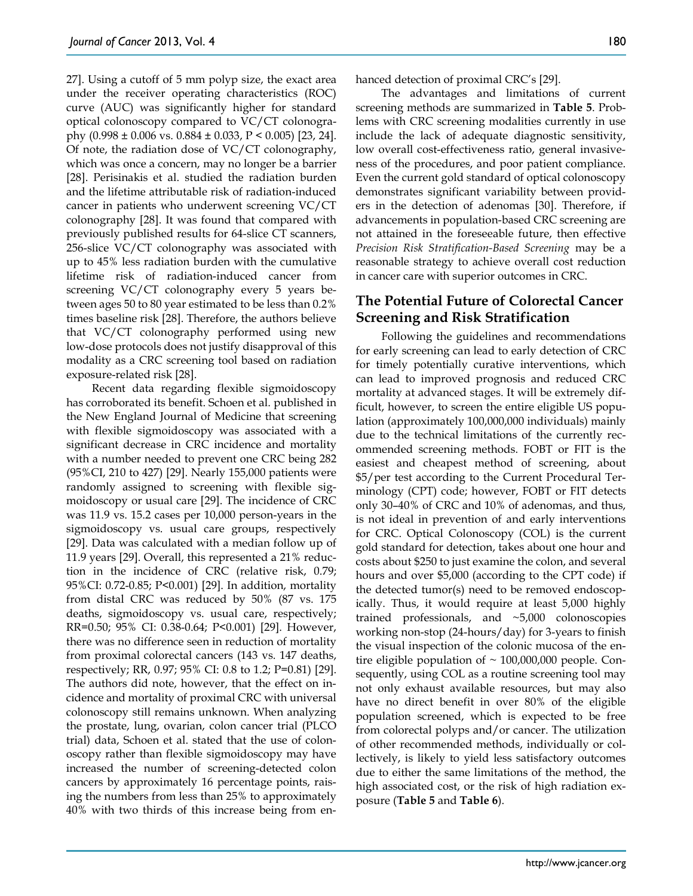27]. Using a cutoff of 5 mm polyp size, the exact area under the receiver operating characteristics (ROC) curve (AUC) was significantly higher for standard optical colonoscopy compared to VC/CT colonography ($0.998 \pm 0.006$ vs. $0.884 \pm 0.033$, $P < 0.005$) [23, 24]. Of note, the radiation dose of VC/CT colonography, which was once a concern, may no longer be a barrier [28]. Perisinakis et al. studied the radiation burden and the lifetime attributable risk of radiation-induced cancer in patients who underwent screening VC/CT colonography [28]. It was found that compared with previously published results for 64-slice CT scanners, 256-slice VC/CT colonography was associated with up to 45% less radiation burden with the cumulative lifetime risk of radiation-induced cancer from screening VC/CT colonography every 5 years between ages 50 to 80 year estimated to be less than 0.2% times baseline risk [28]. Therefore, the authors believe that VC/CT colonography performed using new low-dose protocols does not justify disapproval of this modality as a CRC screening tool based on radiation exposure-related risk [28].

Recent data regarding flexible sigmoidoscopy has corroborated its benefit. Schoen et al. published in the New England Journal of Medicine that screening with flexible sigmoidoscopy was associated with a significant decrease in CRC incidence and mortality with a number needed to prevent one CRC being 282 (95%CI, 210 to 427) [29]. Nearly 155,000 patients were randomly assigned to screening with flexible sigmoidoscopy or usual care [29]. The incidence of CRC was 11.9 vs. 15.2 cases per 10,000 person-years in the sigmoidoscopy vs. usual care groups, respectively [29]. Data was calculated with a median follow up of 11.9 years [29]. Overall, this represented a 21% reduction in the incidence of CRC (relative risk, 0.79; 95%CI: 0.72-0.85; P<0.001) [29]. In addition, mortality from distal CRC was reduced by 50% (87 vs. 175 deaths, sigmoidoscopy vs. usual care, respectively; RR=0.50; 95% CI: 0.38-0.64; P<0.001) [29]. However, there was no difference seen in reduction of mortality from proximal colorectal cancers (143 vs. 147 deaths, respectively; RR, 0.97; 95% CI: 0.8 to 1.2; P=0.81) [29]. The authors did note, however, that the effect on incidence and mortality of proximal CRC with universal colonoscopy still remains unknown. When analyzing the prostate, lung, ovarian, colon cancer trial (PLCO trial) data, Schoen et al. stated that the use of colonoscopy rather than flexible sigmoidoscopy may have increased the number of screening-detected colon cancers by approximately 16 percentage points, raising the numbers from less than 25% to approximately 40% with two thirds of this increase being from enhanced detection of proximal CRC's [29].

The advantages and limitations of current screening methods are summarized in **Table 5**. Problems with CRC screening modalities currently in use include the lack of adequate diagnostic sensitivity, low overall cost-effectiveness ratio, general invasiveness of the procedures, and poor patient compliance. Even the current gold standard of optical colonoscopy demonstrates significant variability between providers in the detection of adenomas [30]. Therefore, if advancements in population-based CRC screening are not attained in the foreseeable future, then effective *Precision Risk Stratification-Based Screening* may be a reasonable strategy to achieve overall cost reduction in cancer care with superior outcomes in CRC.

## The Potential Future of Colorectal Cancer Screening and Risk Stratification

Following the guidelines and recommendations for early screening can lead to early detection of CRC for timely potentially curative interventions, which can lead to improved prognosis and reduced CRC mortality at advanced stages. It will be extremely difficult, however, to screen the entire eligible US population (approximately 100,000,000 individuals) mainly due to the technical limitations of the currently recommended screening methods. FOBT or FIT is the easiest and cheapest method of screening, about $5/per test according to the Current Procedural Terminology (CPT) code; however, FOBT or FIT detects only 30–40% of CRC and 10% of adenomas, and thus, is not ideal in prevention of and early interventions for CRC. Optical Colonoscopy (COL) is the current gold standard for detection, takes about one hour and costs about $250 to just examine the colon, and several hours and over $5,000 (according to the CPT code) if the detected tumor(s) need to be removed endoscopically. Thus, it would require at least 5,000 highly trained professionals, and ~5,000 colonoscopies working non-stop (24-hours/day) for 3-years to finish the visual inspection of the colonic mucosa of the entire eligible population of ~ 100,000,000 people. Consequently, using COL as a routine screening tool may not only exhaust available resources, but may also have no direct benefit in over 80% of the eligible population screened, which is expected to be free from colorectal polyps and/or cancer. The utilization of other recommended methods, individually or collectively, is likely to yield less satisfactory outcomes due to either the same limitations of the method, the high associated cost, or the risk of high radiation exposure (**Table 5** and **Table 6**).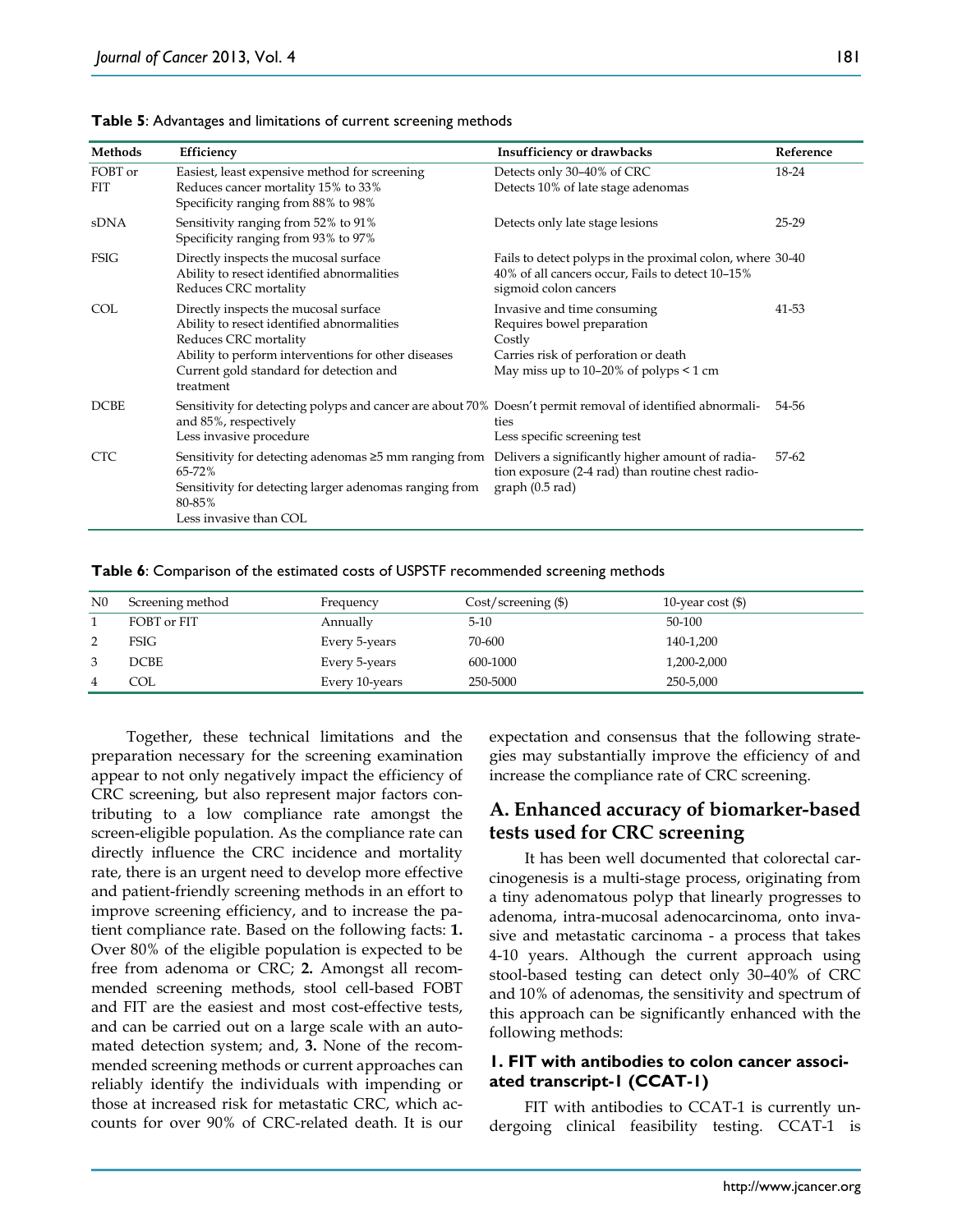**Table 5**: Advantages and limitations of current screening methods

| Methods | Efficiency | Insufficiency or drawbacks | Reference |
|---|---|---|---|
| FOBT or FIT | Easiest, least expensive method for screening<br>Reduces cancer mortality 15% to 33%<br>Specificity ranging from 88% to 98% | Detects only 30–40% of CRC<br>Detects 10% of late stage adenomas | 18-24 |
| sDNA | Sensitivity ranging from 52% to 91%<br>Specificity ranging from 93% to 97% | Detects only late stage lesions | 25-29 |
| FSIG | Directly inspects the mucosal surface<br>Ability to resect identified abnormalities<br>Reduces CRC mortality | Fails to detect polyps in the proximal colon, where 40% of all cancers occur, Fails to detect 10–15% sigmoid colon cancers | 30-40 |
| COL | Directly inspects the mucosal surface<br>Ability to resect identified abnormalities<br>Reduces CRC mortality<br>Ability to perform interventions for other diseases<br>Current gold standard for detection and treatment | Invasive and time consuming<br>Requires bowel preparation<br>Costly<br>Carries risk of perforation or death<br>May miss up to 10–20% of polyps < 1 cm | 41-53 |
| DCBE | Sensitivity for detecting polyps and cancer are about 70% and 85%, respectively<br>Less invasive procedure | Doesn't permit removal of identified abnormalities<br>Less specific screening test | 54-56 |
| CTC | Sensitivity for detecting adenomas ≥5 mm ranging from 65-72%<br>Sensitivity for detecting larger adenomas ranging from 80-85%<br>Less invasive than COL | Delivers a significantly higher amount of radiation exposure (2-4 rad) than routine chest radiograph (0.5 rad) | 57-62 |

**Table 6**: Comparison of the estimated costs of USPSTF recommended screening methods

| N0 | Screening method | Frequency | Cost/screening ($) | 10-year cost ($) |
|---|---|---|---|---|
| 1 | FOBT or FIT | Annually | 5-10 | 50-100 |
| 2 | FSIG | Every 5-years | 70-600 | 140-1,200 |
| 3 | DCBE | Every 5-years | 600-1000 | 1,200-2,000 |
| 4 | COL | Every 10-years | 250-5000 | 250-5,000 |

Together, these technical limitations and the preparation necessary for the screening examination appear to not only negatively impact the efficiency of CRC screening, but also represent major factors contributing to a low compliance rate amongst the screen-eligible population. As the compliance rate can directly influence the CRC incidence and mortality rate, there is an urgent need to develop more effective and patient-friendly screening methods in an effort to improve screening efficiency, and to increase the patient compliance rate. Based on the following facts: **1.** Over 80% of the eligible population is expected to be free from adenoma or CRC; **2.** Amongst all recommended screening methods, stool cell-based FOBT and FIT are the easiest and most cost-effective tests, and can be carried out on a large scale with an automated detection system; and, **3.** None of the recommended screening methods or current approaches can reliably identify the individuals with impending or those at increased risk for metastatic CRC, which accounts for over 90% of CRC-related death. It is our expectation and consensus that the following strategies may substantially improve the efficiency of and increase the compliance rate of CRC screening.

## A. Enhanced accuracy of biomarker-based tests used for CRC screening

It has been well documented that colorectal carcinogenesis is a multi-stage process, originating from a tiny adenomatous polyp that linearly progresses to adenoma, intra-mucosal adenocarcinoma, onto invasive and metastatic carcinoma - a process that takes 4-10 years. Although the current approach using stool-based testing can detect only 30–40% of CRC and 10% of adenomas, the sensitivity and spectrum of this approach can be significantly enhanced with the following methods:

### 1. FIT with antibodies to colon cancer associated transcript-1 (CCAT-1)

FIT with antibodies to CCAT-1 is currently undergoing clinical feasibility testing. CCAT-1 is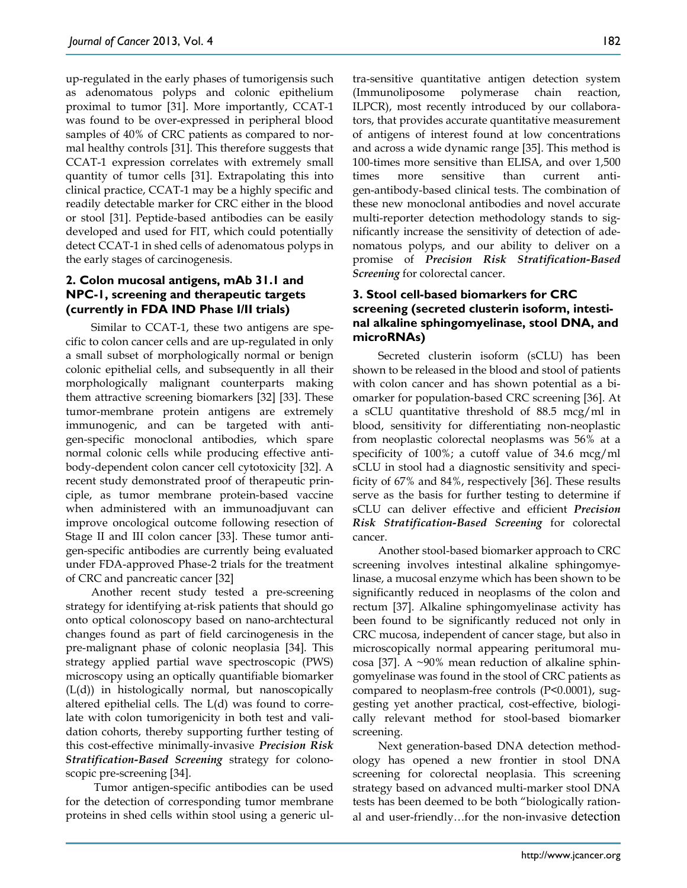up-regulated in the early phases of tumorigensis such as adenomatous polyps and colonic epithelium proximal to tumor [31]. More importantly, CCAT-1 was found to be over-expressed in peripheral blood samples of 40% of CRC patients as compared to normal healthy controls [31]. This therefore suggests that CCAT-1 expression correlates with extremely small quantity of tumor cells [31]. Extrapolating this into clinical practice, CCAT-1 may be a highly specific and readily detectable marker for CRC either in the blood or stool [31]. Peptide-based antibodies can be easily developed and used for FIT, which could potentially detect CCAT-1 in shed cells of adenomatous polyps in the early stages of carcinogenesis.

### 2. Colon mucosal antigens, mAb 31.1 and NPC-1, screening and therapeutic targets (currently in FDA IND Phase I/II trials)

Similar to CCAT-1, these two antigens are specific to colon cancer cells and are up-regulated in only a small subset of morphologically normal or benign colonic epithelial cells, and subsequently in all their morphologically malignant counterparts making them attractive screening biomarkers [32] [33]. These tumor-membrane protein antigens are extremely immunogenic, and can be targeted with antigen-specific monoclonal antibodies, which spare normal colonic cells while producing effective antibody-dependent colon cancer cell cytotoxicity [32]. A recent study demonstrated proof of therapeutic principle, as tumor membrane protein-based vaccine when administered with an immunoadjuvant can improve oncological outcome following resection of Stage II and III colon cancer [33]. These tumor antigen-specific antibodies are currently being evaluated under FDA-approved Phase-2 trials for the treatment of CRC and pancreatic cancer [32]

Another recent study tested a pre-screening strategy for identifying at-risk patients that should go onto optical colonoscopy based on nano-archtectural changes found as part of field carcinogenesis in the pre-malignant phase of colonic neoplasia [34]. This strategy applied partial wave spectroscopic (PWS) microscopy using an optically quantifiable biomarker (L(d)) in histologically normal, but nanoscopically altered epithelial cells. The L(d) was found to correlate with colon tumorigenicity in both test and validation cohorts, thereby supporting further testing of this cost-effective minimally-invasive ***Precision Risk Stratification-Based Screening*** strategy for colonoscopic pre-screening [34].

Tumor antigen-specific antibodies can be used for the detection of corresponding tumor membrane proteins in shed cells within stool using a generic ultra-sensitive quantitative antigen detection system (Immunoliposome polymerase chain reaction, ILPCR), most recently introduced by our collaborators, that provides accurate quantitative measurement of antigens of interest found at low concentrations and across a wide dynamic range [35]. This method is 100-times more sensitive than ELISA, and over 1,500 times more sensitive than current antigen-antibody-based clinical tests. The combination of these new monoclonal antibodies and novel accurate multi-reporter detection methodology stands to significantly increase the sensitivity of detection of adenomatous polyps, and our ability to deliver on a promise of ***Precision Risk Stratification-Based Screening*** for colorectal cancer.

### 3. Stool cell-based biomarkers for CRC screening (secreted clusterin isoform, intestinal alkaline sphingomyelinase, stool DNA, and microRNAs)

Secreted clusterin isoform (sCLU) has been shown to be released in the blood and stool of patients with colon cancer and has shown potential as a biomarker for population-based CRC screening [36]. At a sCLU quantitative threshold of 88.5 mcg/ml in blood, sensitivity for differentiating non-neoplastic from neoplastic colorectal neoplasms was 56% at a specificity of 100%; a cutoff value of 34.6 mcg/ml sCLU in stool had a diagnostic sensitivity and specificity of 67% and 84%, respectively [36]. These results serve as the basis for further testing to determine if sCLU can deliver effective and efficient ***Precision Risk Stratification-Based Screening*** for colorectal cancer.

Another stool-based biomarker approach to CRC screening involves intestinal alkaline sphingomyelinase, a mucosal enzyme which has been shown to be significantly reduced in neoplasms of the colon and rectum [37]. Alkaline sphingomyelinase activity has been found to be significantly reduced not only in CRC mucosa, independent of cancer stage, but also in microscopically normal appearing peritumoral mucosa [37]. A ~90% mean reduction of alkaline sphingomyelinase was found in the stool of CRC patients as compared to neoplasm-free controls ($P<0.0001$), suggesting yet another practical, cost-effective, biologically relevant method for stool-based biomarker screening.

Next generation-based DNA detection methodology has opened a new frontier in stool DNA screening for colorectal neoplasia. This screening strategy based on advanced multi-marker stool DNA tests has been deemed to be both "biologically rational and user-friendly…for the non-invasive detection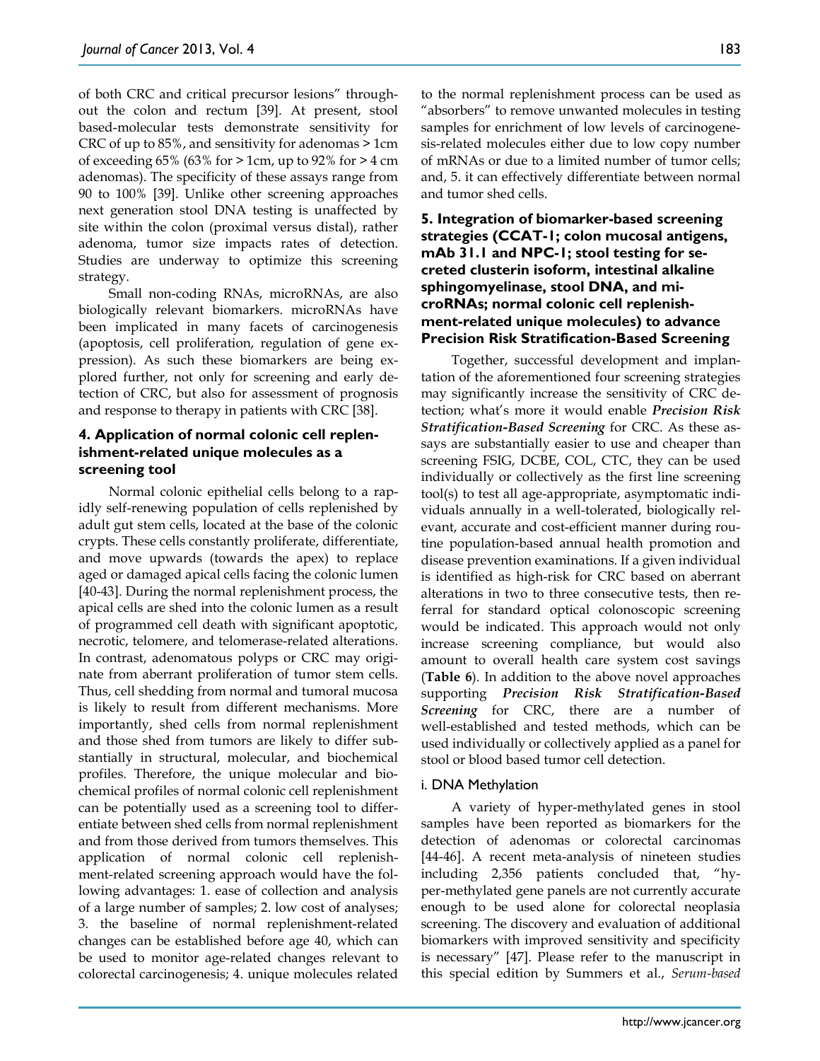of both CRC and critical precursor lesions" throughout the colon and rectum [39]. At present, stool based-molecular tests demonstrate sensitivity for CRC of up to 85%, and sensitivity for adenomas > 1cm of exceeding 65% (63% for > 1cm, up to 92% for > 4 cm adenomas). The specificity of these assays range from 90 to 100% [39]. Unlike other screening approaches next generation stool DNA testing is unaffected by site within the colon (proximal versus distal), rather adenoma, tumor size impacts rates of detection. Studies are underway to optimize this screening strategy.

Small non-coding RNAs, microRNAs, are also biologically relevant biomarkers. microRNAs have been implicated in many facets of carcinogenesis (apoptosis, cell proliferation, regulation of gene expression). As such these biomarkers are being explored further, not only for screening and early detection of CRC, but also for assessment of prognosis and response to therapy in patients with CRC [38].

### 4. Application of normal colonic cell replenishment-related unique molecules as a screening tool

Normal colonic epithelial cells belong to a rapidly self-renewing population of cells replenished by adult gut stem cells, located at the base of the colonic crypts. These cells constantly proliferate, differentiate, and move upwards (towards the apex) to replace aged or damaged apical cells facing the colonic lumen [40-43]. During the normal replenishment process, the apical cells are shed into the colonic lumen as a result of programmed cell death with significant apoptotic, necrotic, telomere, and telomerase-related alterations. In contrast, adenomatous polyps or CRC may originate from aberrant proliferation of tumor stem cells. Thus, cell shedding from normal and tumoral mucosa is likely to result from different mechanisms. More importantly, shed cells from normal replenishment and those shed from tumors are likely to differ substantially in structural, molecular, and biochemical profiles. Therefore, the unique molecular and biochemical profiles of normal colonic cell replenishment can be potentially used as a screening tool to differentiate between shed cells from normal replenishment and from those derived from tumors themselves. This application of normal colonic cell replenishment-related screening approach would have the following advantages: 1. ease of collection and analysis of a large number of samples; 2. low cost of analyses; 3. the baseline of normal replenishment-related changes can be established before age 40, which can be used to monitor age-related changes relevant to colorectal carcinogenesis; 4. unique molecules related to the normal replenishment process can be used as "absorbers" to remove unwanted molecules in testing samples for enrichment of low levels of carcinogenesis-related molecules either due to low copy number of mRNAs or due to a limited number of tumor cells; and, 5. it can effectively differentiate between normal and tumor shed cells.

### 5. Integration of biomarker-based screening strategies (CCAT-1; colon mucosal antigens, mAb 31.1 and NPC-1; stool testing for secreted clusterin isoform, intestinal alkaline sphingomyelinase, stool DNA, and microRNAs; normal colonic cell replenishment-related unique molecules) to advance Precision Risk Stratification-Based Screening

Together, successful development and implantation of the aforementioned four screening strategies may significantly increase the sensitivity of CRC detection; what's more it would enable ***Precision Risk Stratification-Based Screening*** for CRC. As these assays are substantially easier to use and cheaper than screening FSIG, DCBE, COL, CTC, they can be used individually or collectively as the first line screening tool(s) to test all age-appropriate, asymptomatic individuals annually in a well-tolerated, biologically relevant, accurate and cost-efficient manner during routine population-based annual health promotion and disease prevention examinations. If a given individual is identified as high-risk for CRC based on aberrant alterations in two to three consecutive tests, then referral for standard optical colonoscopic screening would be indicated. This approach would not only increase screening compliance, but would also amount to overall health care system cost savings (**Table 6**). In addition to the above novel approaches supporting ***Precision Risk Stratification-Based Screening*** for CRC, there are a number of well-established and tested methods, which can be used individually or collectively applied as a panel for stool or blood based tumor cell detection.

#### i. DNA Methylation

A variety of hyper-methylated genes in stool samples have been reported as biomarkers for the detection of adenomas or colorectal carcinomas [44-46]. A recent meta-analysis of nineteen studies including 2,356 patients concluded that, "hyper-methylated gene panels are not currently accurate enough to be used alone for colorectal neoplasia screening. The discovery and evaluation of additional biomarkers with improved sensitivity and specificity is necessary" [47]. Please refer to the manuscript in this special edition by Summers et al., *Serum-based*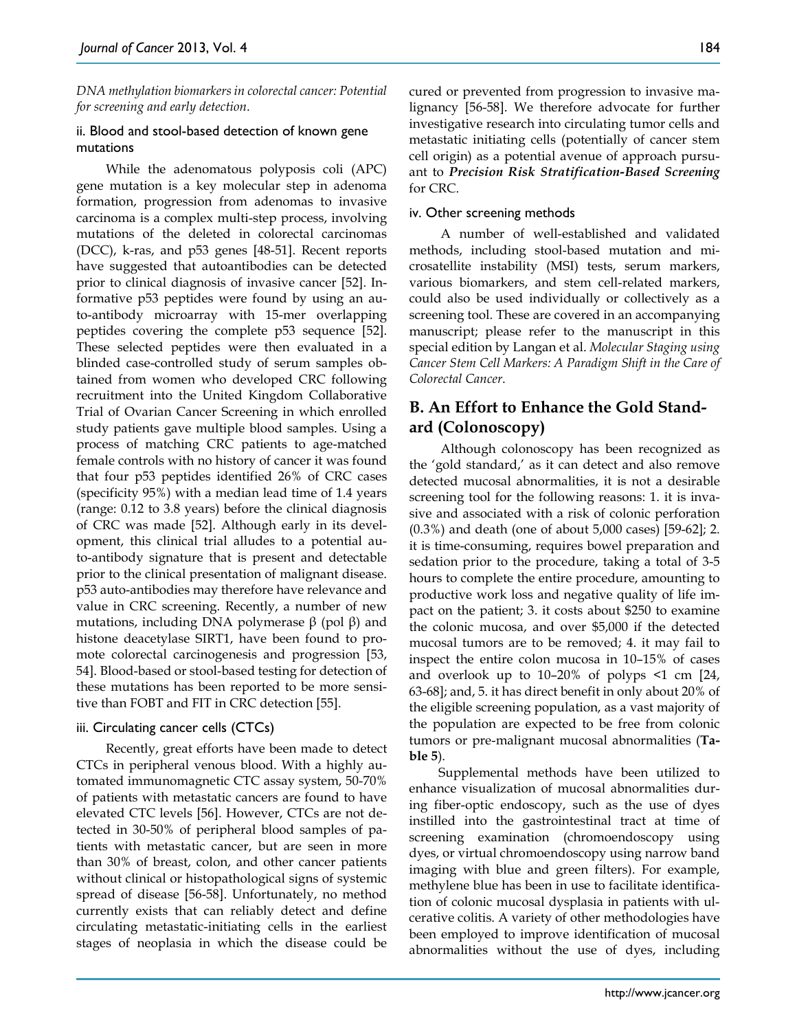*DNA methylation biomarkers in colorectal cancer: Potential for screening and early detection*.

### ii. Blood and stool-based detection of known gene mutations

While the adenomatous polyposis coli (APC) gene mutation is a key molecular step in adenoma formation, progression from adenomas to invasive carcinoma is a complex multi-step process, involving mutations of the deleted in colorectal carcinomas (DCC), k-ras, and p53 genes [48-51]. Recent reports have suggested that autoantibodies can be detected prior to clinical diagnosis of invasive cancer [52]. Informative p53 peptides were found by using an auto-antibody microarray with 15-mer overlapping peptides covering the complete p53 sequence [52]. These selected peptides were then evaluated in a blinded case-controlled study of serum samples obtained from women who developed CRC following recruitment into the United Kingdom Collaborative Trial of Ovarian Cancer Screening in which enrolled study patients gave multiple blood samples. Using a process of matching CRC patients to age-matched female controls with no history of cancer it was found that four p53 peptides identified 26% of CRC cases (specificity 95%) with a median lead time of 1.4 years (range: 0.12 to 3.8 years) before the clinical diagnosis of CRC was made [52]. Although early in its development, this clinical trial alludes to a potential auto-antibody signature that is present and detectable prior to the clinical presentation of malignant disease. p53 auto-antibodies may therefore have relevance and value in CRC screening. Recently, a number of new mutations, including DNA polymerase β (pol β) and histone deacetylase SIRT1, have been found to promote colorectal carcinogenesis and progression [53, 54]. Blood-based or stool-based testing for detection of these mutations has been reported to be more sensitive than FOBT and FIT in CRC detection [55].

### iii. Circulating cancer cells (CTCs)

Recently, great efforts have been made to detect CTCs in peripheral venous blood. With a highly automated immunomagnetic CTC assay system, 50-70% of patients with metastatic cancers are found to have elevated CTC levels [56]. However, CTCs are not detected in 30-50% of peripheral blood samples of patients with metastatic cancer, but are seen in more than 30% of breast, colon, and other cancer patients without clinical or histopathological signs of systemic spread of disease [56-58]. Unfortunately, no method currently exists that can reliably detect and define circulating metastatic-initiating cells in the earliest stages of neoplasia in which the disease could be cured or prevented from progression to invasive malignancy [56-58]. We therefore advocate for further investigative research into circulating tumor cells and metastatic initiating cells (potentially of cancer stem cell origin) as a potential avenue of approach pursuant to ***Precision Risk Stratification-Based Screening*** for CRC.

### iv. Other screening methods

A number of well-established and validated methods, including stool-based mutation and microsatellite instability (MSI) tests, serum markers, various biomarkers, and stem cell-related markers, could also be used individually or collectively as a screening tool. These are covered in an accompanying manuscript; please refer to the manuscript in this special edition by Langan et al. *Molecular Staging using Cancer Stem Cell Markers: A Paradigm Shift in the Care of Colorectal Cancer*.

## B. An Effort to Enhance the Gold Standard (Colonoscopy)

Although colonoscopy has been recognized as the 'gold standard,' as it can detect and also remove detected mucosal abnormalities, it is not a desirable screening tool for the following reasons: 1. it is invasive and associated with a risk of colonic perforation (0.3%) and death (one of about 5,000 cases) [59-62]; 2. it is time-consuming, requires bowel preparation and sedation prior to the procedure, taking a total of 3-5 hours to complete the entire procedure, amounting to productive work loss and negative quality of life impact on the patient; 3. it costs about $250 to examine the colonic mucosa, and over $5,000 if the detected mucosal tumors are to be removed; 4. it may fail to inspect the entire colon mucosa in 10–15% of cases and overlook up to 10–20% of polyps <1 cm [24, 63-68]; and, 5. it has direct benefit in only about 20% of the eligible screening population, as a vast majority of the population are expected to be free from colonic tumors or pre-malignant mucosal abnormalities (**Table 5**).

Supplemental methods have been utilized to enhance visualization of mucosal abnormalities during fiber-optic endoscopy, such as the use of dyes instilled into the gastrointestinal tract at time of screening examination (chromoendoscopy using dyes, or virtual chromoendoscopy using narrow band imaging with blue and green filters). For example, methylene blue has been in use to facilitate identification of colonic mucosal dysplasia in patients with ulcerative colitis. A variety of other methodologies have been employed to improve identification of mucosal abnormalities without the use of dyes, including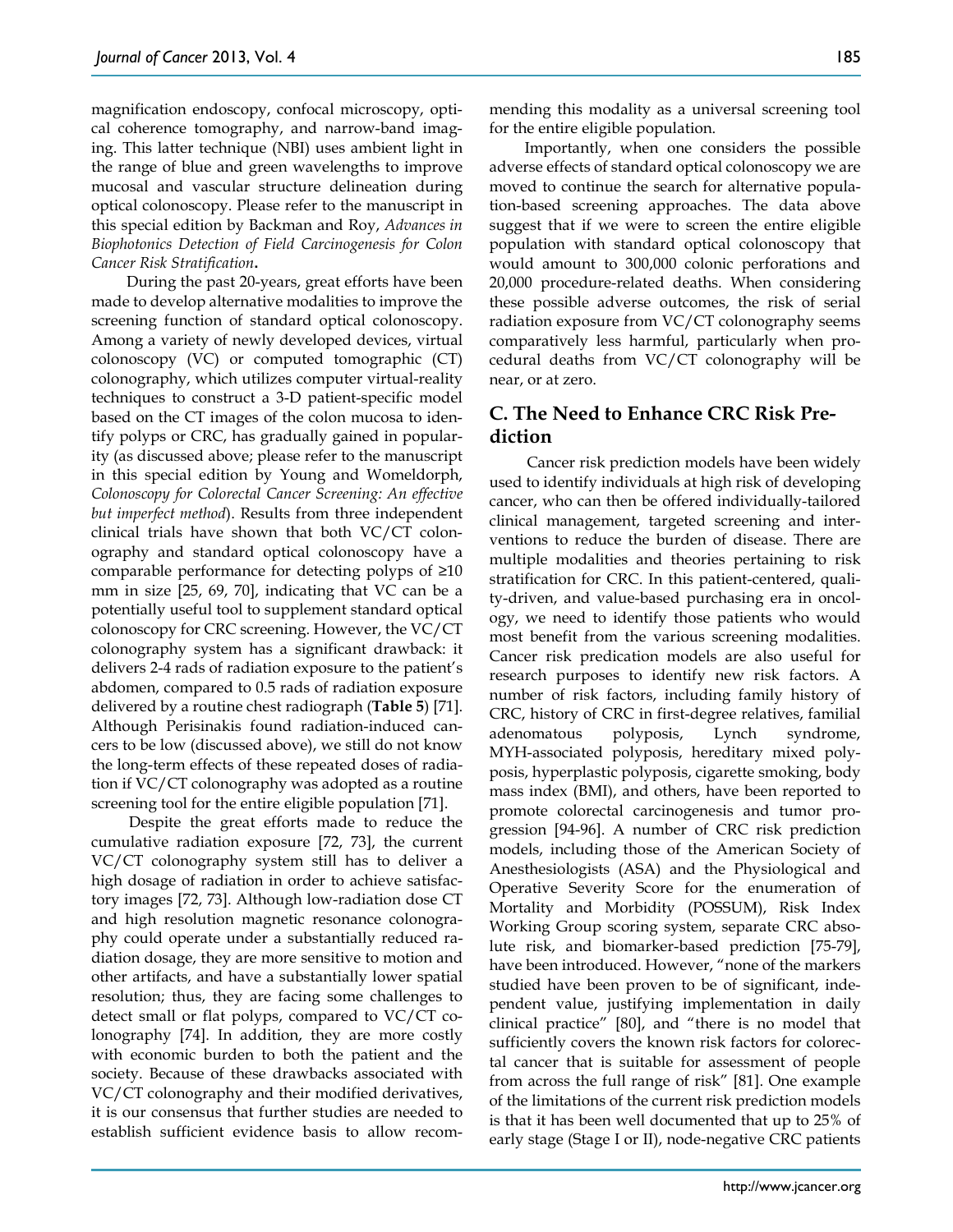magnification endoscopy, confocal microscopy, optical coherence tomography, and narrow-band imaging. This latter technique (NBI) uses ambient light in the range of blue and green wavelengths to improve mucosal and vascular structure delineation during optical colonoscopy. Please refer to the manuscript in this special edition by Backman and Roy, *Advances in Biophotonics Detection of Field Carcinogenesis for Colon Cancer Risk Stratification*.

During the past 20-years, great efforts have been made to develop alternative modalities to improve the screening function of standard optical colonoscopy. Among a variety of newly developed devices, virtual colonoscopy (VC) or computed tomographic (CT) colonography, which utilizes computer virtual-reality techniques to construct a 3-D patient-specific model based on the CT images of the colon mucosa to identify polyps or CRC, has gradually gained in popularity (as discussed above; please refer to the manuscript in this special edition by Young and Womeldorph, *Colonoscopy for Colorectal Cancer Screening: An effective but imperfect method*). Results from three independent clinical trials have shown that both VC/CT colonography and standard optical colonoscopy have a comparable performance for detecting polyps of ≥10 mm in size [25, 69, 70], indicating that VC can be a potentially useful tool to supplement standard optical colonoscopy for CRC screening. However, the VC/CT colonography system has a significant drawback: it delivers 2-4 rads of radiation exposure to the patient's abdomen, compared to 0.5 rads of radiation exposure delivered by a routine chest radiograph (**Table 5**) [71]. Although Perisinakis found radiation-induced cancers to be low (discussed above), we still do not know the long-term effects of these repeated doses of radiation if VC/CT colonography was adopted as a routine screening tool for the entire eligible population [71].

Despite the great efforts made to reduce the cumulative radiation exposure [72, 73], the current VC/CT colonography system still has to deliver a high dosage of radiation in order to achieve satisfactory images [72, 73]. Although low-radiation dose CT and high resolution magnetic resonance colonography could operate under a substantially reduced radiation dosage, they are more sensitive to motion and other artifacts, and have a substantially lower spatial resolution; thus, they are facing some challenges to detect small or flat polyps, compared to VC/CT colonography [74]. In addition, they are more costly with economic burden to both the patient and the society. Because of these drawbacks associated with VC/CT colonography and their modified derivatives, it is our consensus that further studies are needed to establish sufficient evidence basis to allow recommending this modality as a universal screening tool for the entire eligible population.

Importantly, when one considers the possible adverse effects of standard optical colonoscopy we are moved to continue the search for alternative population-based screening approaches. The data above suggest that if we were to screen the entire eligible population with standard optical colonoscopy that would amount to 300,000 colonic perforations and 20,000 procedure-related deaths. When considering these possible adverse outcomes, the risk of serial radiation exposure from VC/CT colonography seems comparatively less harmful, particularly when procedural deaths from VC/CT colonography will be near, or at zero.

## C. The Need to Enhance CRC Risk Prediction

Cancer risk prediction models have been widely used to identify individuals at high risk of developing cancer, who can then be offered individually-tailored clinical management, targeted screening and interventions to reduce the burden of disease. There are multiple modalities and theories pertaining to risk stratification for CRC. In this patient-centered, quality-driven, and value-based purchasing era in oncology, we need to identify those patients who would most benefit from the various screening modalities. Cancer risk predication models are also useful for research purposes to identify new risk factors. A number of risk factors, including family history of CRC, history of CRC in first-degree relatives, familial adenomatous polyposis, Lynch syndrome, MYH-associated polyposis, hereditary mixed polyposis, hyperplastic polyposis, cigarette smoking, body mass index (BMI), and others, have been reported to promote colorectal carcinogenesis and tumor progression [94-96]. A number of CRC risk prediction models, including those of the American Society of Anesthesiologists (ASA) and the Physiological and Operative Severity Score for the enumeration of Mortality and Morbidity (POSSUM), Risk Index Working Group scoring system, separate CRC absolute risk, and biomarker-based prediction [75-79], have been introduced. However, "none of the markers studied have been proven to be of significant, independent value, justifying implementation in daily clinical practice" [80], and "there is no model that sufficiently covers the known risk factors for colorectal cancer that is suitable for assessment of people from across the full range of risk" [81]. One example of the limitations of the current risk prediction models is that it has been well documented that up to 25% of early stage (Stage I or II), node-negative CRC patients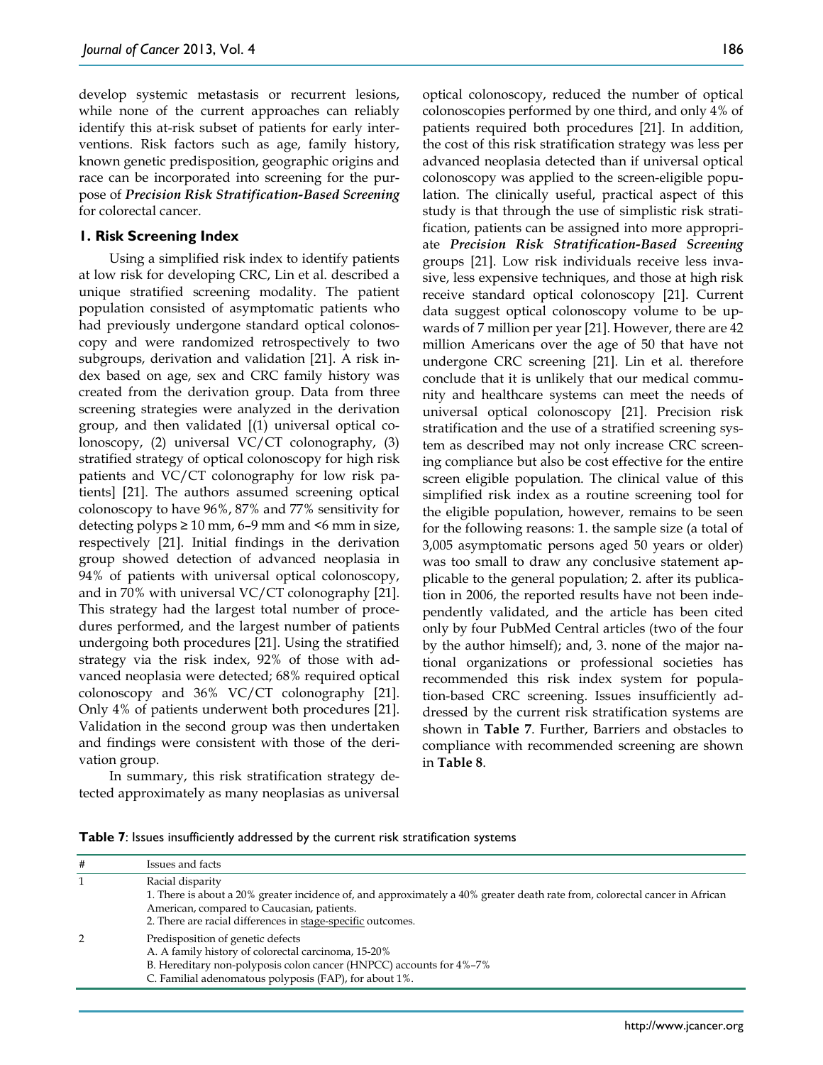develop systemic metastasis or recurrent lesions, while none of the current approaches can reliably identify this at-risk subset of patients for early interventions. Risk factors such as age, family history, known genetic predisposition, geographic origins and race can be incorporated into screening for the purpose of ***Precision Risk Stratification-Based Screening*** for colorectal cancer.

### 1. Risk Screening Index

Using a simplified risk index to identify patients at low risk for developing CRC, Lin et al. described a unique stratified screening modality. The patient population consisted of asymptomatic patients who had previously undergone standard optical colonoscopy and were randomized retrospectively to two subgroups, derivation and validation [21]. A risk index based on age, sex and CRC family history was created from the derivation group. Data from three screening strategies were analyzed in the derivation group, and then validated [(1) universal optical colonoscopy, (2) universal VC/CT colonography, (3) stratified strategy of optical colonoscopy for high risk patients and VC/CT colonography for low risk patients] [21]. The authors assumed screening optical colonoscopy to have 96%, 87% and 77% sensitivity for detecting polyps ≥ 10 mm, 6–9 mm and <6 mm in size, respectively [21]. Initial findings in the derivation group showed detection of advanced neoplasia in 94% of patients with universal optical colonoscopy, and in 70% with universal VC/CT colonography [21]. This strategy had the largest total number of procedures performed, and the largest number of patients undergoing both procedures [21]. Using the stratified strategy via the risk index, 92% of those with advanced neoplasia were detected; 68% required optical colonoscopy and 36% VC/CT colonography [21]. Only 4% of patients underwent both procedures [21]. Validation in the second group was then undertaken and findings were consistent with those of the derivation group.

In summary, this risk stratification strategy detected approximately as many neoplasias as universal optical colonoscopy, reduced the number of optical colonoscopies performed by one third, and only 4% of patients required both procedures [21]. In addition, the cost of this risk stratification strategy was less per advanced neoplasia detected than if universal optical colonoscopy was applied to the screen-eligible population. The clinically useful, practical aspect of this study is that through the use of simplistic risk stratification, patients can be assigned into more appropriate ***Precision Risk Stratification-Based Screening*** groups [21]. Low risk individuals receive less invasive, less expensive techniques, and those at high risk receive standard optical colonoscopy [21]. Current data suggest optical colonoscopy volume to be upwards of 7 million per year [21]. However, there are 42 million Americans over the age of 50 that have not undergone CRC screening [21]. Lin et al. therefore conclude that it is unlikely that our medical community and healthcare systems can meet the needs of universal optical colonoscopy [21]. Precision risk stratification and the use of a stratified screening system as described may not only increase CRC screening compliance but also be cost effective for the entire screen eligible population. The clinical value of this simplified risk index as a routine screening tool for the eligible population, however, remains to be seen for the following reasons: 1. the sample size (a total of 3,005 asymptomatic persons aged 50 years or older) was too small to draw any conclusive statement applicable to the general population; 2. after its publication in 2006, the reported results have not been independently validated, and the article has been cited only by four PubMed Central articles (two of the four by the author himself); and, 3. none of the major national organizations or professional societies has recommended this risk index system for population-based CRC screening. Issues insufficiently addressed by the current risk stratification systems are shown in **Table 7**. Further, Barriers and obstacles to compliance with recommended screening are shown in **Table 8**.

**Table 7**: Issues insufficiently addressed by the current risk stratification systems

| # | Issues and facts |
|---|---|
| 1 | Racial disparity<br>1. There is about a 20% greater incidence of, and approximately a 40% greater death rate from, colorectal cancer in African American, compared to Caucasian, patients.<br>2. There are racial differences in <u>stage-specific</u> outcomes. |
| 2 | Predisposition of genetic defects<br>A. A family history of colorectal carcinoma, 15-20%<br>B. Hereditary non-polyposis colon cancer (HNPCC) accounts for 4%–7%<br>C. Familial adenomatous polyposis (FAP), for about 1%. |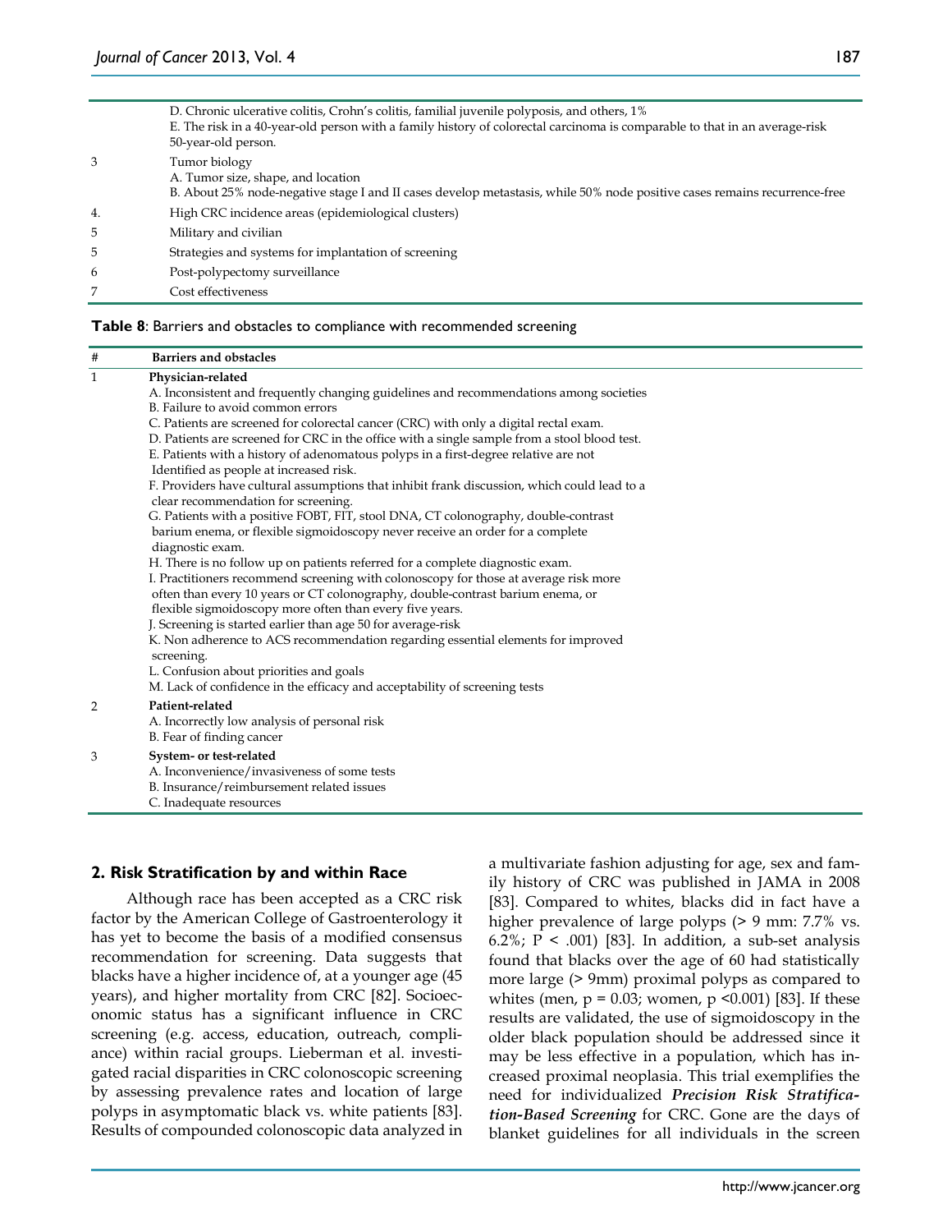| | |
|---|---|
| | D. Chronic ulcerative colitis, Crohn's colitis, familial juvenile polyposis, and others, 1%<br>E. The risk in a 40-year-old person with a family history of colorectal carcinoma is comparable to that in an average-risk 50-year-old person. |
| 3 | Tumor biology<br>A. Tumor size, shape, and location<br>B. About 25% node-negative stage I and II cases develop metastasis, while 50% node positive cases remains recurrence-free |
| 4. | High CRC incidence areas (epidemiological clusters) |
| 5 | Military and civilian |
| 5 | Strategies and systems for implantation of screening |
| 6 | Post-polypectomy surveillance |
| 7 | Cost effectiveness |

**Table 8**: Barriers and obstacles to compliance with recommended screening

| # | Barriers and obstacles |
|---|---|
| 1 | **Physician-related**<br>A. Inconsistent and frequently changing guidelines and recommendations among societies<br>B. Failure to avoid common errors<br>C. Patients are screened for colorectal cancer (CRC) with only a digital rectal exam.<br>D. Patients are screened for CRC in the office with a single sample from a stool blood test.<br>E. Patients with a history of adenomatous polyps in a first-degree relative are not Identified as people at increased risk.<br>F. Providers have cultural assumptions that inhibit frank discussion, which could lead to a clear recommendation for screening.<br>G. Patients with a positive FOBT, FIT, stool DNA, CT colonography, double-contrast barium enema, or flexible sigmoidoscopy never receive an order for a complete diagnostic exam.<br>H. There is no follow up on patients referred for a complete diagnostic exam.<br>I. Practitioners recommend screening with colonoscopy for those at average risk more often than every 10 years or CT colonography, double-contrast barium enema, or flexible sigmoidoscopy more often than every five years.<br>J. Screening is started earlier than age 50 for average-risk<br>K. Non adherence to ACS recommendation regarding essential elements for improved screening.<br>L. Confusion about priorities and goals<br>M. Lack of confidence in the efficacy and acceptability of screening tests |
| 2 | **Patient-related**<br>A. Incorrectly low analysis of personal risk<br>B. Fear of finding cancer |
| 3 | **System- or test-related**<br>A. Inconvenience/invasiveness of some tests<br>B. Insurance/reimbursement related issues<br>C. Inadequate resources |

## 2. Risk Stratification by and within Race

Although race has been accepted as a CRC risk factor by the American College of Gastroenterology it has yet to become the basis of a modified consensus recommendation for screening. Data suggests that blacks have a higher incidence of, at a younger age (45 years), and higher mortality from CRC [82]. Socioeconomic status has a significant influence in CRC screening (e.g. access, education, outreach, compliance) within racial groups. Lieberman et al. investigated racial disparities in CRC colonoscopic screening by assessing prevalence rates and location of large polyps in asymptomatic black vs. white patients [83]. Results of compounded colonoscopic data analyzed in a multivariate fashion adjusting for age, sex and family history of CRC was published in JAMA in 2008 [83]. Compared to whites, blacks did in fact have a higher prevalence of large polyps (> 9 mm: 7.7% vs. 6.2%; $P < .001$) [83]. In addition, a sub-set analysis found that blacks over the age of 60 had statistically more large (> 9mm) proximal polyps as compared to whites (men, $p = 0.03$; women, $p < 0.001$) [83]. If these results are validated, the use of sigmoidoscopy in the older black population should be addressed since it may be less effective in a population, which has increased proximal neoplasia. This trial exemplifies the need for individualized ***Precision Risk Stratification-Based Screening*** for CRC. Gone are the days of blanket guidelines for all individuals in the screen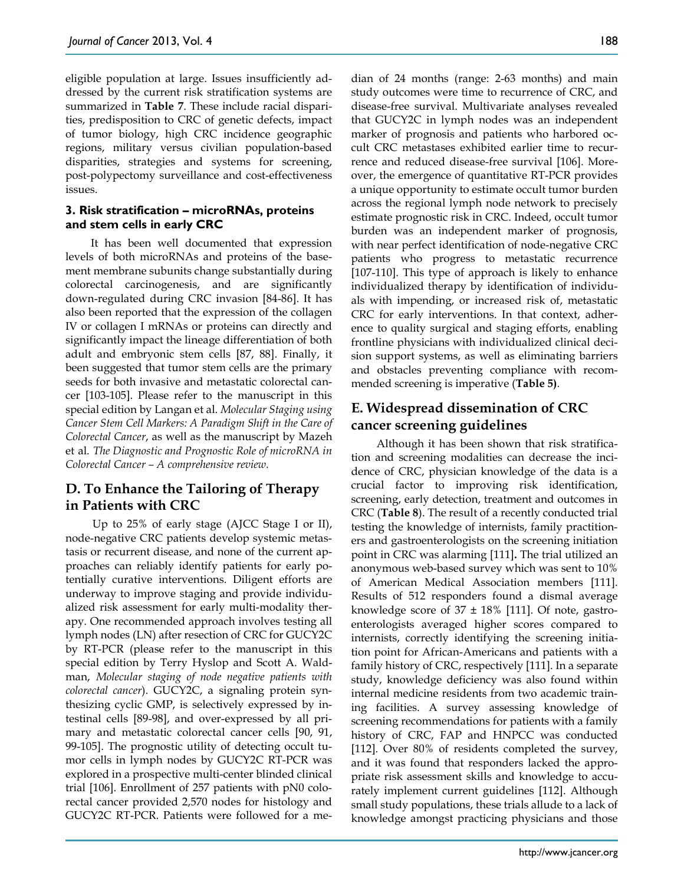eligible population at large. Issues insufficiently addressed by the current risk stratification systems are summarized in **Table 7**. These include racial disparities, predisposition to CRC of genetic defects, impact of tumor biology, high CRC incidence geographic regions, military versus civilian population-based disparities, strategies and systems for screening, post-polypectomy surveillance and cost-effectiveness issues.

### 3. Risk stratification – microRNAs, proteins and stem cells in early CRC

It has been well documented that expression levels of both microRNAs and proteins of the basement membrane subunits change substantially during colorectal carcinogenesis, and are significantly down-regulated during CRC invasion [84-86]. It has also been reported that the expression of the collagen IV or collagen I mRNAs or proteins can directly and significantly impact the lineage differentiation of both adult and embryonic stem cells [87, 88]. Finally, it been suggested that tumor stem cells are the primary seeds for both invasive and metastatic colorectal cancer [103-105]. Please refer to the manuscript in this special edition by Langan et al. *Molecular Staging using Cancer Stem Cell Markers: A Paradigm Shift in the Care of Colorectal Cancer*, as well as the manuscript by Mazeh et al. *The Diagnostic and Prognostic Role of microRNA in Colorectal Cancer – A comprehensive review.*

## D. To Enhance the Tailoring of Therapy in Patients with CRC

Up to 25% of early stage (AJCC Stage I or II), node-negative CRC patients develop systemic metastasis or recurrent disease, and none of the current approaches can reliably identify patients for early potentially curative interventions. Diligent efforts are underway to improve staging and provide individualized risk assessment for early multi-modality therapy. One recommended approach involves testing all lymph nodes (LN) after resection of CRC for GUCY2C by RT-PCR (please refer to the manuscript in this special edition by Terry Hyslop and Scott A. Waldman, *Molecular staging of node negative patients with colorectal cancer*). GUCY2C, a signaling protein synthesizing cyclic GMP, is selectively expressed by intestinal cells [89-98], and over-expressed by all primary and metastatic colorectal cancer cells [90, 91, 99-105]. The prognostic utility of detecting occult tumor cells in lymph nodes by GUCY2C RT-PCR was explored in a prospective multi-center blinded clinical trial [106]. Enrollment of 257 patients with pN0 colorectal cancer provided 2,570 nodes for histology and GUCY2C RT-PCR. Patients were followed for a median of 24 months (range: 2-63 months) and main study outcomes were time to recurrence of CRC, and disease-free survival. Multivariate analyses revealed that GUCY2C in lymph nodes was an independent marker of prognosis and patients who harbored occult CRC metastases exhibited earlier time to recurrence and reduced disease-free survival [106]. Moreover, the emergence of quantitative RT-PCR provides a unique opportunity to estimate occult tumor burden across the regional lymph node network to precisely estimate prognostic risk in CRC. Indeed, occult tumor burden was an independent marker of prognosis, with near perfect identification of node-negative CRC patients who progress to metastatic recurrence [107-110]. This type of approach is likely to enhance individualized therapy by identification of individuals with impending, or increased risk of, metastatic CRC for early interventions. In that context, adherence to quality surgical and staging efforts, enabling frontline physicians with individualized clinical decision support systems, as well as eliminating barriers and obstacles preventing compliance with recommended screening is imperative (**Table 5**).

## E. Widespread dissemination of CRC cancer screening guidelines

Although it has been shown that risk stratification and screening modalities can decrease the incidence of CRC, physician knowledge of the data is a crucial factor to improving risk identification, screening, early detection, treatment and outcomes in CRC (**Table 8**). The result of a recently conducted trial testing the knowledge of internists, family practitioners and gastroenterologists on the screening initiation point in CRC was alarming [111]**.** The trial utilized an anonymous web-based survey which was sent to 10% of American Medical Association members [111]. Results of 512 responders found a dismal average knowledge score of 37 ± 18% [111]. Of note, gastroenterologists averaged higher scores compared to internists, correctly identifying the screening initiation point for African-Americans and patients with a family history of CRC, respectively [111]. In a separate study, knowledge deficiency was also found within internal medicine residents from two academic training facilities. A survey assessing knowledge of screening recommendations for patients with a family history of CRC, FAP and HNPCC was conducted [112]. Over 80% of residents completed the survey, and it was found that responders lacked the appropriate risk assessment skills and knowledge to accurately implement current guidelines [112]. Although small study populations, these trials allude to a lack of knowledge amongst practicing physicians and those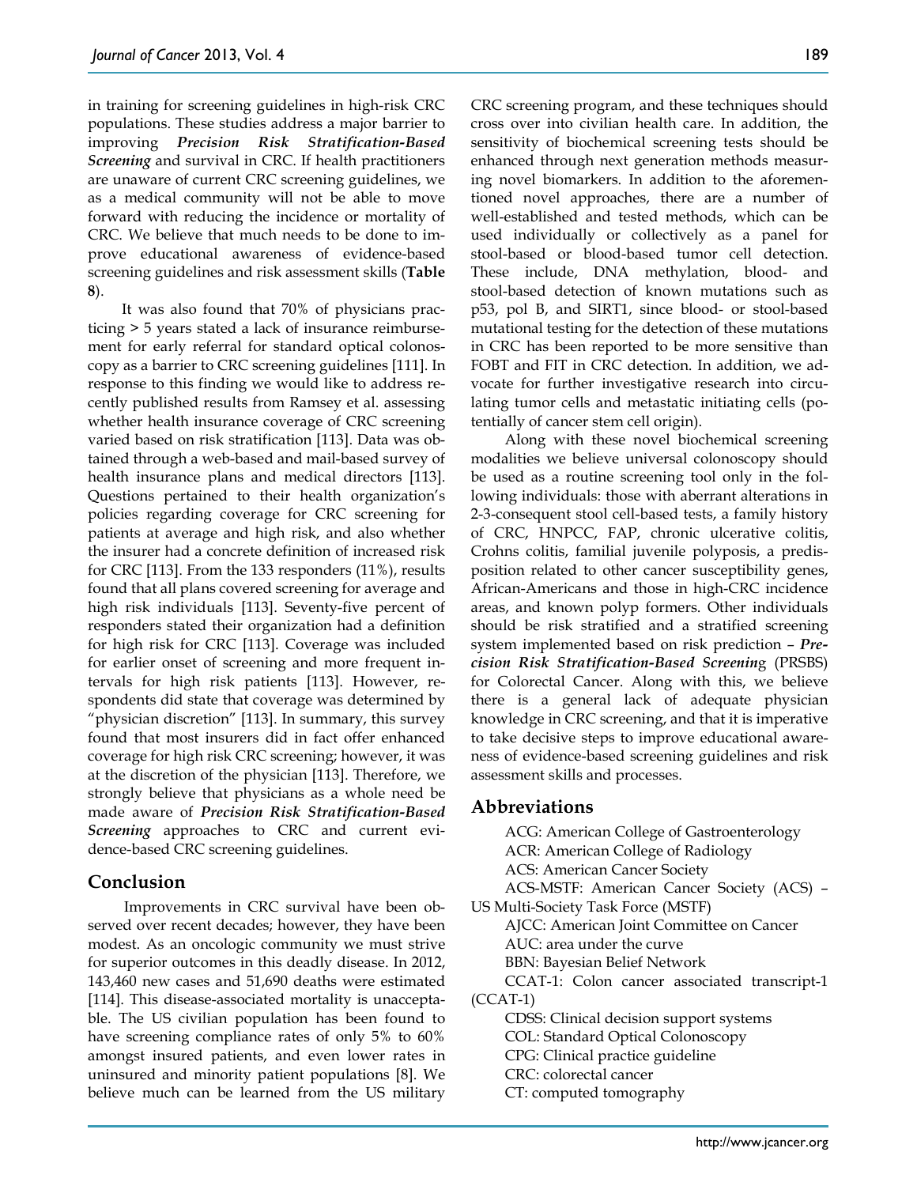in training for screening guidelines in high-risk CRC populations. These studies address a major barrier to improving ***Precision Risk Stratification-Based Screening*** and survival in CRC. If health practitioners are unaware of current CRC screening guidelines, we as a medical community will not be able to move forward with reducing the incidence or mortality of CRC. We believe that much needs to be done to improve educational awareness of evidence-based screening guidelines and risk assessment skills (**Table 8**).

It was also found that 70% of physicians practicing > 5 years stated a lack of insurance reimbursement for early referral for standard optical colonoscopy as a barrier to CRC screening guidelines [111]. In response to this finding we would like to address recently published results from Ramsey et al. assessing whether health insurance coverage of CRC screening varied based on risk stratification [113]. Data was obtained through a web-based and mail-based survey of health insurance plans and medical directors [113]. Questions pertained to their health organization's policies regarding coverage for CRC screening for patients at average and high risk, and also whether the insurer had a concrete definition of increased risk for CRC [113]. From the 133 responders (11%), results found that all plans covered screening for average and high risk individuals [113]. Seventy-five percent of responders stated their organization had a definition for high risk for CRC [113]. Coverage was included for earlier onset of screening and more frequent intervals for high risk patients [113]. However, respondents did state that coverage was determined by "physician discretion" [113]. In summary, this survey found that most insurers did in fact offer enhanced coverage for high risk CRC screening; however, it was at the discretion of the physician [113]. Therefore, we strongly believe that physicians as a whole need be made aware of ***Precision Risk Stratification-Based Screening*** approaches to CRC and current evidence-based CRC screening guidelines.

## Conclusion

Improvements in CRC survival have been observed over recent decades; however, they have been modest. As an oncologic community we must strive for superior outcomes in this deadly disease. In 2012, 143,460 new cases and 51,690 deaths were estimated [114]. This disease-associated mortality is unacceptable. The US civilian population has been found to have screening compliance rates of only 5% to 60% amongst insured patients, and even lower rates in uninsured and minority patient populations [8]. We believe much can be learned from the US military CRC screening program, and these techniques should cross over into civilian health care. In addition, the sensitivity of biochemical screening tests should be enhanced through next generation methods measuring novel biomarkers. In addition to the aforementioned novel approaches, there are a number of well-established and tested methods, which can be used individually or collectively as a panel for stool-based or blood-based tumor cell detection. These include, DNA methylation, blood- and stool-based detection of known mutations such as p53, pol B, and SIRT1, since blood- or stool-based mutational testing for the detection of these mutations in CRC has been reported to be more sensitive than FOBT and FIT in CRC detection. In addition, we advocate for further investigative research into circulating tumor cells and metastatic initiating cells (potentially of cancer stem cell origin).

Along with these novel biochemical screening modalities we believe universal colonoscopy should be used as a routine screening tool only in the following individuals: those with aberrant alterations in 2-3-consequent stool cell-based tests, a family history of CRC, HNPCC, FAP, chronic ulcerative colitis, Crohns colitis, familial juvenile polyposis, a predisposition related to other cancer susceptibility genes, African-Americans and those in high-CRC incidence areas, and known polyp formers. Other individuals should be risk stratified and a stratified screening system implemented based on risk prediction – ***Precision Risk Stratification-Based Screening*** (PRSBS) for Colorectal Cancer. Along with this, we believe there is a general lack of adequate physician knowledge in CRC screening, and that it is imperative to take decisive steps to improve educational awareness of evidence-based screening guidelines and risk assessment skills and processes.

## Abbreviations

ACG: American College of Gastroenterology

ACR: American College of Radiology

ACS: American Cancer Society

ACS-MSTF: American Cancer Society (ACS) – US Multi-Society Task Force (MSTF)

AJCC: American Joint Committee on Cancer

AUC: area under the curve

BBN: Bayesian Belief Network

CCAT-1: Colon cancer associated transcript-1 (CCAT-1)

CDSS: Clinical decision support systems

COL: Standard Optical Colonoscopy

CPG: Clinical practice guideline

CRC: colorectal cancer

CT: computed tomography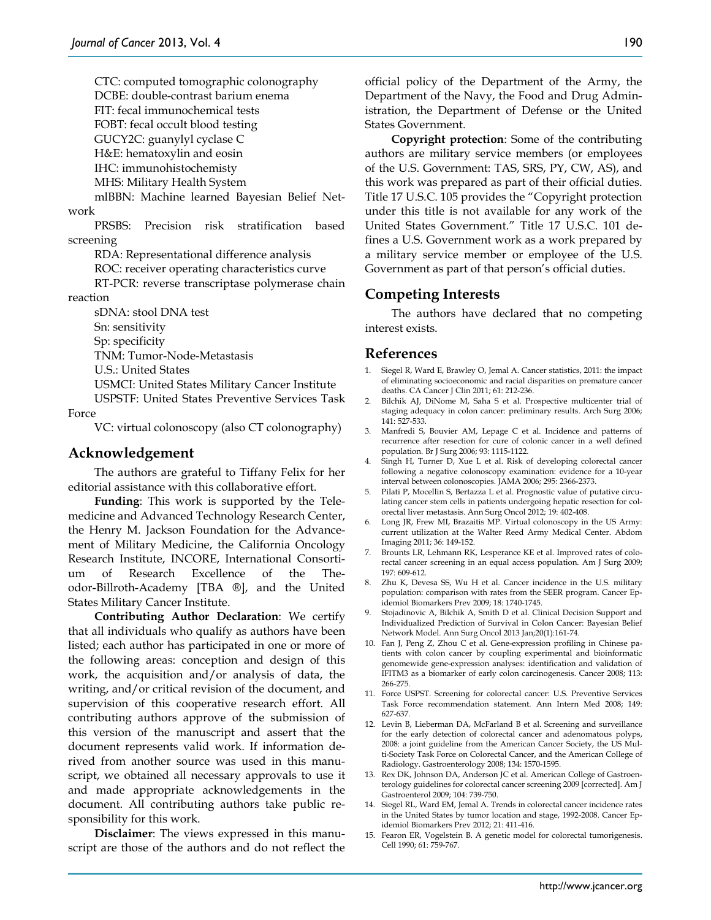CTC: computed tomographic colonography

DCBE: double-contrast barium enema

FIT: fecal immunochemical tests

FOBT: fecal occult blood testing

GUCY2C: guanylyl cyclase C

H&E: hematoxylin and eosin

IHC: immunohistochemisty

MHS: Military Health System

mlBBN: Machine learned Bayesian Belief Network

PRSBS: Precision risk stratification based screening

RDA: Representational difference analysis

ROC: receiver operating characteristics curve

RT-PCR: reverse transcriptase polymerase chain reaction

sDNA: stool DNA test

Sn: sensitivity

Sp: specificity

TNM: Tumor-Node-Metastasis

U.S.: United States

USMCI: United States Military Cancer Institute

USPSTF: United States Preventive Services Task Force

VC: virtual colonoscopy (also CT colonography)

## Acknowledgement

The authors are grateful to Tiffany Felix for her editorial assistance with this collaborative effort.

**Funding**: This work is supported by the Telemedicine and Advanced Technology Research Center, the Henry M. Jackson Foundation for the Advancement of Military Medicine, the California Oncology Research Institute, INCORE, International Consortium of Research Excellence of the Theodor-Billroth-Academy [TBA ®], and the United States Military Cancer Institute.

**Contributing Author Declaration**: We certify that all individuals who qualify as authors have been listed; each author has participated in one or more of the following areas: conception and design of this work, the acquisition and/or analysis of data, the writing, and/or critical revision of the document, and supervision of this cooperative research effort. All contributing authors approve of the submission of this version of the manuscript and assert that the document represents valid work. If information derived from another source was used in this manuscript, we obtained all necessary approvals to use it and made appropriate acknowledgements in the document. All contributing authors take public responsibility for this work.

**Disclaimer**: The views expressed in this manuscript are those of the authors and do not reflect the official policy of the Department of the Army, the Department of the Navy, the Food and Drug Administration, the Department of Defense or the United States Government.

**Copyright protection**: Some of the contributing authors are military service members (or employees of the U.S. Government: TAS, SRS, PY, CW, AS), and this work was prepared as part of their official duties. Title 17 U.S.C. 105 provides the "Copyright protection under this title is not available for any work of the United States Government." Title 17 U.S.C. 101 defines a U.S. Government work as a work prepared by a military service member or employee of the U.S. Government as part of that person's official duties.

## Competing Interests

The authors have declared that no competing interest exists.

## References

1. Siegel R, Ward E, Brawley O, Jemal A. Cancer statistics, 2011: the impact of eliminating socioeconomic and racial disparities on premature cancer deaths. CA Cancer J Clin 2011; 61: 212-236.
2. Bilchik AJ, DiNome M, Saha S et al. Prospective multicenter trial of staging adequacy in colon cancer: preliminary results. Arch Surg 2006; 141: 527-533.
3. Manfredi S, Bouvier AM, Lepage C et al. Incidence and patterns of recurrence after resection for cure of colonic cancer in a well defined population. Br J Surg 2006; 93: 1115-1122.
4. Singh H, Turner D, Xue L et al. Risk of developing colorectal cancer following a negative colonoscopy examination: evidence for a 10-year interval between colonoscopies. JAMA 2006; 295: 2366-2373.
5. Pilati P, Mocellin S, Bertazza L et al. Prognostic value of putative circulating cancer stem cells in patients undergoing hepatic resection for colorectal liver metastasis. Ann Surg Oncol 2012; 19: 402-408.
6. Long JR, Frew MI, Brazaitis MP. Virtual colonoscopy in the US Army: current utilization at the Walter Reed Army Medical Center. Abdom Imaging 2011; 36: 149-152.
7. Brounts LR, Lehmann RK, Lesperance KE et al. Improved rates of colorectal cancer screening in an equal access population. Am J Surg 2009; 197: 609-612.
8. Zhu K, Devesa SS, Wu H et al. Cancer incidence in the U.S. military population: comparison with rates from the SEER program. Cancer Epidemiol Biomarkers Prev 2009; 18: 1740-1745.
9. Stojadinovic A, Bilchik A, Smith D et al. Clinical Decision Support and Individualized Prediction of Survival in Colon Cancer: Bayesian Belief Network Model. Ann Surg Oncol 2013 Jan;20(1):161-74.
10. Fan J, Peng Z, Zhou C et al. Gene-expression profiling in Chinese patients with colon cancer by coupling experimental and bioinformatic genomewide gene-expression analyses: identification and validation of IFITM3 as a biomarker of early colon carcinogenesis. Cancer 2008; 113: 266-275.
11. Force USPST. Screening for colorectal cancer: U.S. Preventive Services Task Force recommendation statement. Ann Intern Med 2008; 149: 627-637.
12. Levin B, Lieberman DA, McFarland B et al. Screening and surveillance for the early detection of colorectal cancer and adenomatous polyps, 2008: a joint guideline from the American Cancer Society, the US Multi-Society Task Force on Colorectal Cancer, and the American College of Radiology. Gastroenterology 2008; 134: 1570-1595.
13. Rex DK, Johnson DA, Anderson JC et al. American College of Gastroenterology guidelines for colorectal cancer screening 2009 [corrected]. Am J Gastroenterol 2009; 104: 739-750.
14. Siegel RL, Ward EM, Jemal A. Trends in colorectal cancer incidence rates in the United States by tumor location and stage, 1992-2008. Cancer Epidemiol Biomarkers Prev 2012; 21: 411-416.
15. Fearon ER, Vogelstein B. A genetic model for colorectal tumorigenesis. Cell 1990; 61: 759-767.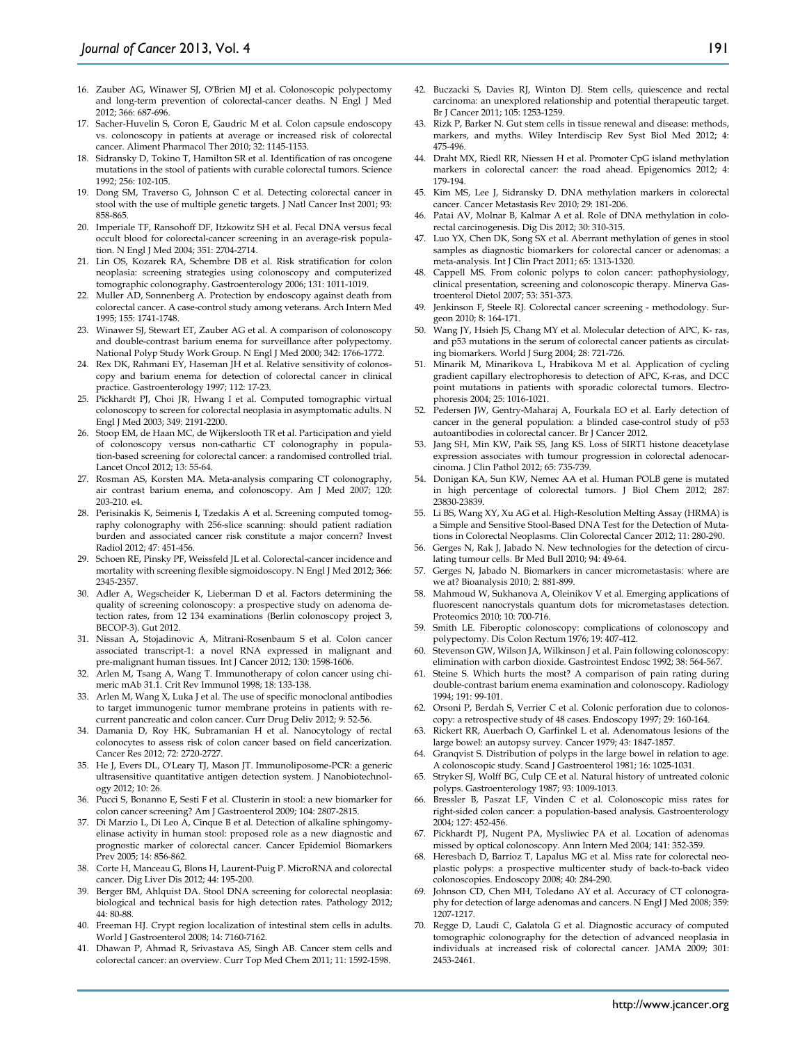16. Zauber AG, Winawer SJ, O'Brien MJ et al. Colonoscopic polypectomy and long-term prevention of colorectal-cancer deaths. N Engl J Med 2012; 366: 687-696.
17. Sacher-Huvelin S, Coron E, Gaudric M et al. Colon capsule endoscopy vs. colonoscopy in patients at average or increased risk of colorectal cancer. Aliment Pharmacol Ther 2010; 32: 1145-1153.
18. Sidransky D, Tokino T, Hamilton SR et al. Identification of ras oncogene mutations in the stool of patients with curable colorectal tumors. Science 1992; 256: 102-105.
19. Dong SM, Traverso G, Johnson C et al. Detecting colorectal cancer in stool with the use of multiple genetic targets. J Natl Cancer Inst 2001; 93: 858-865.
20. Imperiale TF, Ransohoff DF, Itzkowitz SH et al. Fecal DNA versus fecal occult blood for colorectal-cancer screening in an average-risk population. N Engl J Med 2004; 351: 2704-2714.
21. Lin OS, Kozarek RA, Schembre DB et al. Risk stratification for colon neoplasia: screening strategies using colonoscopy and computerized tomographic colonography. Gastroenterology 2006; 131: 1011-1019.
22. Muller AD, Sonnenberg A. Protection by endoscopy against death from colorectal cancer. A case-control study among veterans. Arch Intern Med 1995; 155: 1741-1748.
23. Winawer SJ, Stewart ET, Zauber AG et al. A comparison of colonoscopy and double-contrast barium enema for surveillance after polypectomy. National Polyp Study Work Group. N Engl J Med 2000; 342: 1766-1772.
24. Rex DK, Rahmani EY, Haseman JH et al. Relative sensitivity of colonoscopy and barium enema for detection of colorectal cancer in clinical practice. Gastroenterology 1997; 112: 17-23.
25. Pickhardt PJ, Choi JR, Hwang I et al. Computed tomographic virtual colonoscopy to screen for colorectal neoplasia in asymptomatic adults. N Engl J Med 2003; 349: 2191-2200.
26. Stoop EM, de Haan MC, de Wijkerslooth TR et al. Participation and yield of colonoscopy versus non-cathartic CT colonography in population-based screening for colorectal cancer: a randomised controlled trial. Lancet Oncol 2012; 13: 55-64.
27. Rosman AS, Korsten MA. Meta-analysis comparing CT colonography, air contrast barium enema, and colonoscopy. Am J Med 2007; 120: 203-210. e4.
28. Perisinakis K, Seimenis I, Tzedakis A et al. Screening computed tomography colonography with 256-slice scanning: should patient radiation burden and associated cancer risk constitute a major concern? Invest Radiol 2012; 47: 451-456.
29. Schoen RE, Pinsky PF, Weissfeld JL et al. Colorectal-cancer incidence and mortality with screening flexible sigmoidoscopy. N Engl J Med 2012; 366: 2345-2357.
30. Adler A, Wegscheider K, Lieberman D et al. Factors determining the quality of screening colonoscopy: a prospective study on adenoma detection rates, from 12 134 examinations (Berlin colonoscopy project 3, BECOP-3). Gut 2012.
31. Nissan A, Stojadinovic A, Mitrani-Rosenbaum S et al. Colon cancer associated transcript-1: a novel RNA expressed in malignant and pre-malignant human tissues. Int J Cancer 2012; 130: 1598-1606.
32. Arlen M, Tsang A, Wang T. Immunotherapy of colon cancer using chimeric mAb 31.1. Crit Rev Immunol 1998; 18: 133-138.
33. Arlen M, Wang X, Luka J et al. The use of specific monoclonal antibodies to target immunogenic tumor membrane proteins in patients with recurrent pancreatic and colon cancer. Curr Drug Deliv 2012; 9: 52-56.
34. Damania D, Roy HK, Subramanian H et al. Nanocytology of rectal colonocytes to assess risk of colon cancer based on field cancerization. Cancer Res 2012; 72: 2720-2727.
35. He J, Evers DL, O'Leary TJ, Mason JT. Immunoliposome-PCR: a generic ultrasensitive quantitative antigen detection system. J Nanobiotechnology 2012; 10: 26.
36. Pucci S, Bonanno E, Sesti F et al. Clusterin in stool: a new biomarker for colon cancer screening? Am J Gastroenterol 2009; 104: 2807-2815.
37. Di Marzio L, Di Leo A, Cinque B et al. Detection of alkaline sphingomyelinase activity in human stool: proposed role as a new diagnostic and prognostic marker of colorectal cancer. Cancer Epidemiol Biomarkers Prev 2005; 14: 856-862.
38. Corte H, Manceau G, Blons H, Laurent-Puig P. MicroRNA and colorectal cancer. Dig Liver Dis 2012; 44: 195-200.
39. Berger BM, Ahlquist DA. Stool DNA screening for colorectal neoplasia: biological and technical basis for high detection rates. Pathology 2012; 44: 80-88.
40. Freeman HJ. Crypt region localization of intestinal stem cells in adults. World J Gastroenterol 2008; 14: 7160-7162.
41. Dhawan P, Ahmad R, Srivastava AS, Singh AB. Cancer stem cells and colorectal cancer: an overview. Curr Top Med Chem 2011; 11: 1592-1598.
42. Buczacki S, Davies RJ, Winton DJ. Stem cells, quiescence and rectal carcinoma: an unexplored relationship and potential therapeutic target. Br J Cancer 2011; 105: 1253-1259.
43. Rizk P, Barker N. Gut stem cells in tissue renewal and disease: methods, markers, and myths. Wiley Interdiscip Rev Syst Biol Med 2012; 4: 475-496.
44. Draht MX, Riedl RR, Niessen H et al. Promoter CpG island methylation markers in colorectal cancer: the road ahead. Epigenomics 2012; 4: 179-194.
45. Kim MS, Lee J, Sidransky D. DNA methylation markers in colorectal cancer. Cancer Metastasis Rev 2010; 29: 181-206.
46. Patai AV, Molnar B, Kalmar A et al. Role of DNA methylation in colorectal carcinogenesis. Dig Dis 2012; 30: 310-315.
47. Luo YX, Chen DK, Song SX et al. Aberrant methylation of genes in stool samples as diagnostic biomarkers for colorectal cancer or adenomas: a meta-analysis. Int J Clin Pract 2011; 65: 1313-1320.
48. Cappell MS. From colonic polyps to colon cancer: pathophysiology, clinical presentation, screening and colonoscopic therapy. Minerva Gastroenterol Dietol 2007; 53: 351-373.
49. Jenkinson F, Steele RJ. Colorectal cancer screening - methodology. Surgeon 2010; 8: 164-171.
50. Wang JY, Hsieh JS, Chang MY et al. Molecular detection of APC, K- ras, and p53 mutations in the serum of colorectal cancer patients as circulating biomarkers. World J Surg 2004; 28: 721-726.
51. Minarik M, Minarikova L, Hrabikova M et al. Application of cycling gradient capillary electrophoresis to detection of APC, K-ras, and DCC point mutations in patients with sporadic colorectal tumors. Electrophoresis 2004; 25: 1016-1021.
52. Pedersen JW, Gentry-Maharaj A, Fourkala EO et al. Early detection of cancer in the general population: a blinded case-control study of p53 autoantibodies in colorectal cancer. Br J Cancer 2012.
53. Jang SH, Min KW, Paik SS, Jang KS. Loss of SIRT1 histone deacetylase expression associates with tumour progression in colorectal adenocarcinoma. J Clin Pathol 2012; 65: 735-739.
54. Donigan KA, Sun KW, Nemec AA et al. Human POLB gene is mutated in high percentage of colorectal tumors. J Biol Chem 2012; 287: 23830-23839.
55. Li BS, Wang XY, Xu AG et al. High-Resolution Melting Assay (HRMA) is a Simple and Sensitive Stool-Based DNA Test for the Detection of Mutations in Colorectal Neoplasms. Clin Colorectal Cancer 2012; 11: 280-290.
56. Gerges N, Rak J, Jabado N. New technologies for the detection of circulating tumour cells. Br Med Bull 2010; 94: 49-64.
57. Gerges N, Jabado N. Biomarkers in cancer micrometastasis: where are we at? Bioanalysis 2010; 2: 881-899.
58. Mahmoud W, Sukhanova A, Oleinikov V et al. Emerging applications of fluorescent nanocrystals quantum dots for micrometastases detection. Proteomics 2010; 10: 700-716.
59. Smith LE. Fiberoptic colonoscopy: complications of colonoscopy and polypectomy. Dis Colon Rectum 1976; 19: 407-412.
60. Stevenson GW, Wilson JA, Wilkinson J et al. Pain following colonoscopy: elimination with carbon dioxide. Gastrointest Endosc 1992; 38: 564-567.
61. Steine S. Which hurts the most? A comparison of pain rating during double-contrast barium enema examination and colonoscopy. Radiology 1994; 191: 99-101.
62. Orsoni P, Berdah S, Verrier C et al. Colonic perforation due to colonoscopy: a retrospective study of 48 cases. Endoscopy 1997; 29: 160-164.
63. Rickert RR, Auerbach O, Garfinkel L et al. Adenomatous lesions of the large bowel: an autopsy survey. Cancer 1979; 43: 1847-1857.
64. Granqvist S. Distribution of polyps in the large bowel in relation to age. A colonoscopic study. Scand J Gastroenterol 1981; 16: 1025-1031.
65. Stryker SJ, Wolff BG, Culp CE et al. Natural history of untreated colonic polyps. Gastroenterology 1987; 93: 1009-1013.
66. Bressler B, Paszat LF, Vinden C et al. Colonoscopic miss rates for right-sided colon cancer: a population-based analysis. Gastroenterology 2004; 127: 452-456.
67. Pickhardt PJ, Nugent PA, Mysliwiec PA et al. Location of adenomas missed by optical colonoscopy. Ann Intern Med 2004; 141: 352-359.
68. Heresbach D, Barrioz T, Lapalus MG et al. Miss rate for colorectal neoplastic polyps: a prospective multicenter study of back-to-back video colonoscopies. Endoscopy 2008; 40: 284-290.
69. Johnson CD, Chen MH, Toledano AY et al. Accuracy of CT colonography for detection of large adenomas and cancers. N Engl J Med 2008; 359: 1207-1217.
70. Regge D, Laudi C, Galatola G et al. Diagnostic accuracy of computed tomographic colonography for the detection of advanced neoplasia in individuals at increased risk of colorectal cancer. JAMA 2009; 301: 2453-2461.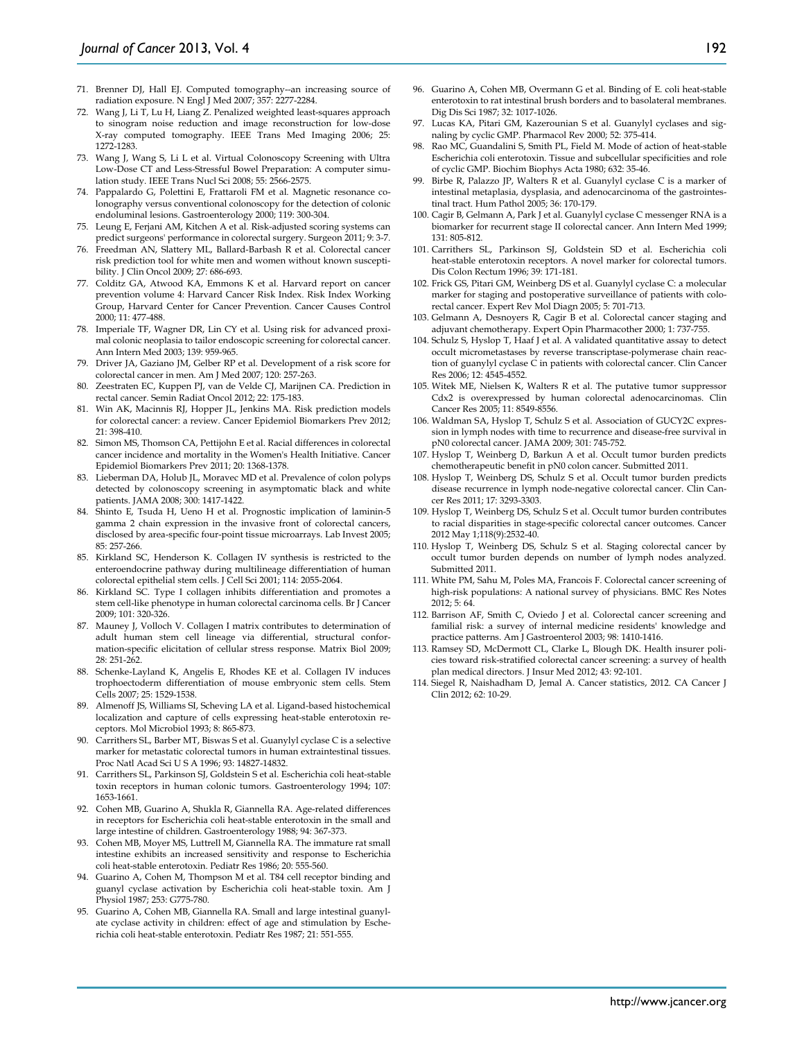71. Brenner DJ, Hall EJ. Computed tomography--an increasing source of radiation exposure. N Engl J Med 2007; 357: 2277-2284.
72. Wang J, Li T, Lu H, Liang Z. Penalized weighted least-squares approach to sinogram noise reduction and image reconstruction for low-dose X-ray computed tomography. IEEE Trans Med Imaging 2006; 25: 1272-1283.
73. Wang J, Wang S, Li L et al. Virtual Colonoscopy Screening with Ultra Low-Dose CT and Less-Stressful Bowel Preparation: A computer simulation study. IEEE Trans Nucl Sci 2008; 55: 2566-2575.
74. Pappalardo G, Polettini E, Frattaroli FM et al. Magnetic resonance colonography versus conventional colonoscopy for the detection of colonic endoluminal lesions. Gastroenterology 2000; 119: 300-304.
75. Leung E, Ferjani AM, Kitchen A et al. Risk-adjusted scoring systems can predict surgeons' performance in colorectal surgery. Surgeon 2011; 9: 3-7.
76. Freedman AN, Slattery ML, Ballard-Barbash R et al. Colorectal cancer risk prediction tool for white men and women without known susceptibility. J Clin Oncol 2009; 27: 686-693.
77. Colditz GA, Atwood KA, Emmons K et al. Harvard report on cancer prevention volume 4: Harvard Cancer Risk Index. Risk Index Working Group, Harvard Center for Cancer Prevention. Cancer Causes Control 2000; 11: 477-488.
78. Imperiale TF, Wagner DR, Lin CY et al. Using risk for advanced proximal colonic neoplasia to tailor endoscopic screening for colorectal cancer. Ann Intern Med 2003; 139: 959-965.
79. Driver JA, Gaziano JM, Gelber RP et al. Development of a risk score for colorectal cancer in men. Am J Med 2007; 120: 257-263.
80. Zeestraten EC, Kuppen PJ, van de Velde CJ, Marijnen CA. Prediction in rectal cancer. Semin Radiat Oncol 2012; 22: 175-183.
81. Win AK, Macinnis RJ, Hopper JL, Jenkins MA. Risk prediction models for colorectal cancer: a review. Cancer Epidemiol Biomarkers Prev 2012; 21: 398-410.
82. Simon MS, Thomson CA, Pettijohn E et al. Racial differences in colorectal cancer incidence and mortality in the Women's Health Initiative. Cancer Epidemiol Biomarkers Prev 2011; 20: 1368-1378.
83. Lieberman DA, Holub JL, Moravec MD et al. Prevalence of colon polyps detected by colonoscopy screening in asymptomatic black and white patients. JAMA 2008; 300: 1417-1422.
84. Shinto E, Tsuda H, Ueno H et al. Prognostic implication of laminin-5 gamma 2 chain expression in the invasive front of colorectal cancers, disclosed by area-specific four-point tissue microarrays. Lab Invest 2005; 85: 257-266.
85. Kirkland SC, Henderson K. Collagen IV synthesis is restricted to the enteroendocrine pathway during multilineage differentiation of human colorectal epithelial stem cells. J Cell Sci 2001; 114: 2055-2064.
86. Kirkland SC. Type I collagen inhibits differentiation and promotes a stem cell-like phenotype in human colorectal carcinoma cells. Br J Cancer 2009; 101: 320-326.
87. Mauney J, Volloch V. Collagen I matrix contributes to determination of adult human stem cell lineage via differential, structural conformation-specific elicitation of cellular stress response. Matrix Biol 2009; 28: 251-262.
88. Schenke-Layland K, Angelis E, Rhodes KE et al. Collagen IV induces trophoectoderm differentiation of mouse embryonic stem cells. Stem Cells 2007; 25: 1529-1538.
89. Almenoff JS, Williams SI, Scheving LA et al. Ligand-based histochemical localization and capture of cells expressing heat-stable enterotoxin receptors. Mol Microbiol 1993; 8: 865-873.
90. Carrithers SL, Barber MT, Biswas S et al. Guanylyl cyclase C is a selective marker for metastatic colorectal tumors in human extraintestinal tissues. Proc Natl Acad Sci U S A 1996; 93: 14827-14832.
91. Carrithers SL, Parkinson SJ, Goldstein S et al. Escherichia coli heat-stable toxin receptors in human colonic tumors. Gastroenterology 1994; 107: 1653-1661.
92. Cohen MB, Guarino A, Shukla R, Giannella RA. Age-related differences in receptors for Escherichia coli heat-stable enterotoxin in the small and large intestine of children. Gastroenterology 1988; 94: 367-373.
93. Cohen MB, Moyer MS, Luttrell M, Giannella RA. The immature rat small intestine exhibits an increased sensitivity and response to Escherichia coli heat-stable enterotoxin. Pediatr Res 1986; 20: 555-560.
94. Guarino A, Cohen M, Thompson M et al. T84 cell receptor binding and guanyl cyclase activation by Escherichia coli heat-stable toxin. Am J Physiol 1987; 253: G775-780.
95. Guarino A, Cohen MB, Giannella RA. Small and large intestinal guanylate cyclase activity in children: effect of age and stimulation by Escherichia coli heat-stable enterotoxin. Pediatr Res 1987; 21: 551-555.
96. Guarino A, Cohen MB, Overmann G et al. Binding of E. coli heat-stable enterotoxin to rat intestinal brush borders and to basolateral membranes. Dig Dis Sci 1987; 32: 1017-1026.
97. Lucas KA, Pitari GM, Kazerounian S et al. Guanylyl cyclases and signaling by cyclic GMP. Pharmacol Rev 2000; 52: 375-414.
98. Rao MC, Guandalini S, Smith PL, Field M. Mode of action of heat-stable Escherichia coli enterotoxin. Tissue and subcellular specificities and role of cyclic GMP. Biochim Biophys Acta 1980; 632: 35-46.
99. Birbe R, Palazzo JP, Walters R et al. Guanylyl cyclase C is a marker of intestinal metaplasia, dysplasia, and adenocarcinoma of the gastrointestinal tract. Hum Pathol 2005; 36: 170-179.
100. Cagir B, Gelmann A, Park J et al. Guanylyl cyclase C messenger RNA is a biomarker for recurrent stage II colorectal cancer. Ann Intern Med 1999; 131: 805-812.
101. Carrithers SL, Parkinson SJ, Goldstein SD et al. Escherichia coli heat-stable enterotoxin receptors. A novel marker for colorectal tumors. Dis Colon Rectum 1996; 39: 171-181.
102. Frick GS, Pitari GM, Weinberg DS et al. Guanylyl cyclase C: a molecular marker for staging and postoperative surveillance of patients with colorectal cancer. Expert Rev Mol Diagn 2005; 5: 701-713.
103. Gelmann A, Desnoyers R, Cagir B et al. Colorectal cancer staging and adjuvant chemotherapy. Expert Opin Pharmacother 2000; 1: 737-755.
104. Schulz S, Hyslop T, Haaf J et al. A validated quantitative assay to detect occult micrometastases by reverse transcriptase-polymerase chain reaction of guanylyl cyclase C in patients with colorectal cancer. Clin Cancer Res 2006; 12: 4545-4552.
105. Witek ME, Nielsen K, Walters R et al. The putative tumor suppressor Cdx2 is overexpressed by human colorectal adenocarcinomas. Clin Cancer Res 2005; 11: 8549-8556.
106. Waldman SA, Hyslop T, Schulz S et al. Association of GUCY2C expression in lymph nodes with time to recurrence and disease-free survival in pN0 colorectal cancer. JAMA 2009; 301: 745-752.
107. Hyslop T, Weinberg D, Barkun A et al. Occult tumor burden predicts chemotherapeutic benefit in pN0 colon cancer. Submitted 2011.
108. Hyslop T, Weinberg DS, Schulz S et al. Occult tumor burden predicts disease recurrence in lymph node-negative colorectal cancer. Clin Cancer Res 2011; 17: 3293-3303.
109. Hyslop T, Weinberg DS, Schulz S et al. Occult tumor burden contributes to racial disparities in stage-specific colorectal cancer outcomes. Cancer 2012 May 1;118(9):2532-40.
110. Hyslop T, Weinberg DS, Schulz S et al. Staging colorectal cancer by occult tumor burden depends on number of lymph nodes analyzed. Submitted 2011.
111. White PM, Sahu M, Poles MA, Francois F. Colorectal cancer screening of high-risk populations: A national survey of physicians. BMC Res Notes 2012; 5: 64.
112. Barrison AF, Smith C, Oviedo J et al. Colorectal cancer screening and familial risk: a survey of internal medicine residents' knowledge and practice patterns. Am J Gastroenterol 2003; 98: 1410-1416.
113. Ramsey SD, McDermott CL, Clarke L, Blough DK. Health insurer policies toward risk-stratified colorectal cancer screening: a survey of health plan medical directors. J Insur Med 2012; 43: 92-101.
114. Siegel R, Naishadham D, Jemal A. Cancer statistics, 2012. CA Cancer J Clin 2012; 62: 10-29.